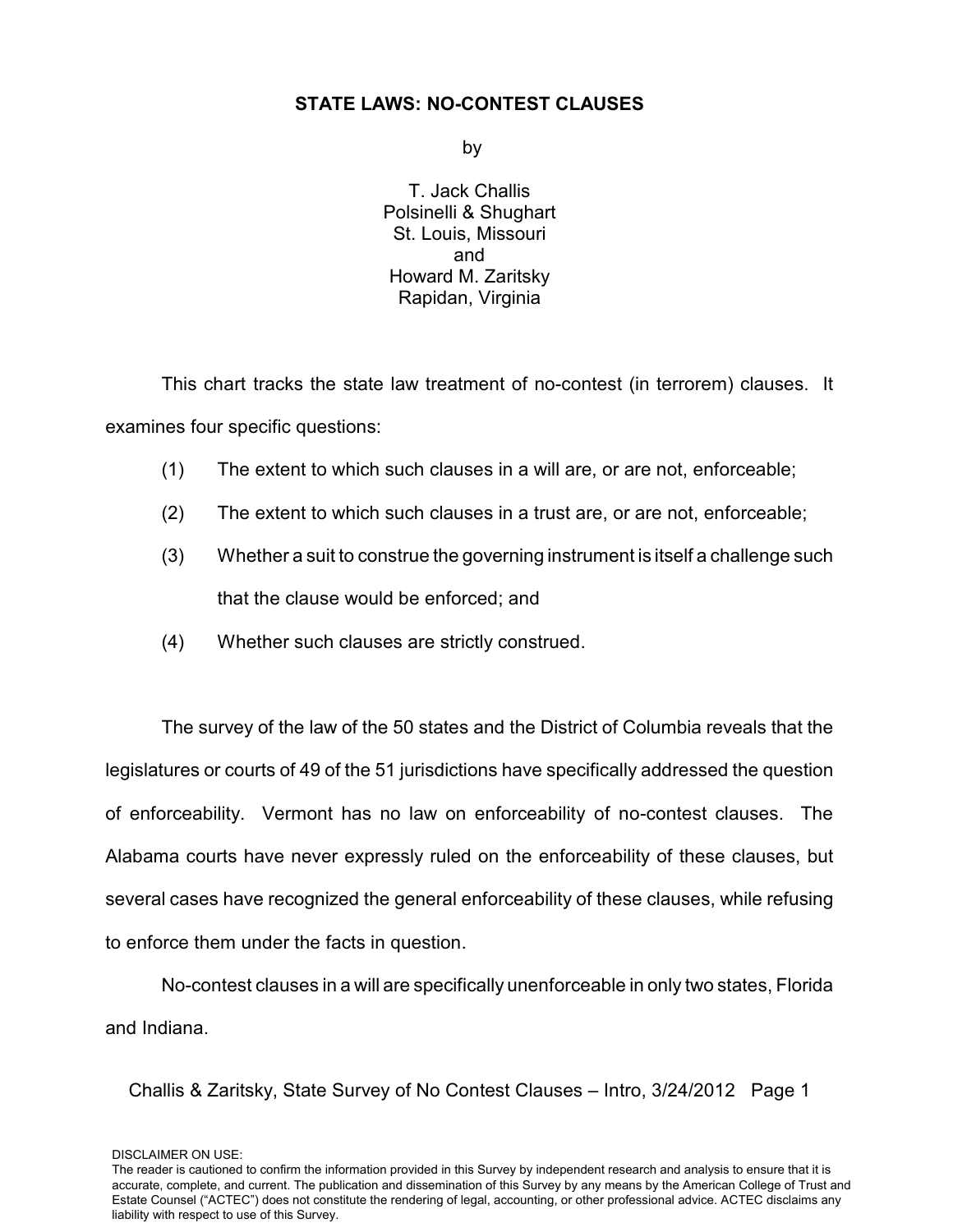# STATE LAWS: NO-CONTEST CLAUSES

by

T. Jack Challis
Polsinelli & Shughart
St. Louis, Missouri
and
Howard M. Zaritsky
Rapidan, Virginia

This chart tracks the state law treatment of no-contest (in terrorem) clauses. It examines four specific questions:

(1) The extent to which such clauses in a will are, or are not, enforceable;

(2) The extent to which such clauses in a trust are, or are not, enforceable;

(3) Whether a suit to construe the governing instrument is itself a challenge such that the clause would be enforced; and

(4) Whether such clauses are strictly construed.

The survey of the law of the 50 states and the District of Columbia reveals that the legislatures or courts of 49 of the 51 jurisdictions have specifically addressed the question of enforceability. Vermont has no law on enforceability of no-contest clauses. The Alabama courts have never expressly ruled on the enforceability of these clauses, but several cases have recognized the general enforceability of these clauses, while refusing to enforce them under the facts in question.

No-contest clauses in a will are specifically unenforceable in only two states, Florida and Indiana.

DISCLAIMER ON USE:
The reader is cautioned to confirm the information provided in this Survey by independent research and analysis to ensure that it is accurate, complete, and current. The publication and dissemination of this Survey by any means by the American College of Trust and Estate Counsel ("ACTEC") does not constitute the rendering of legal, accounting, or other professional advice. ACTEC disclaims any liability with respect to use of this Survey.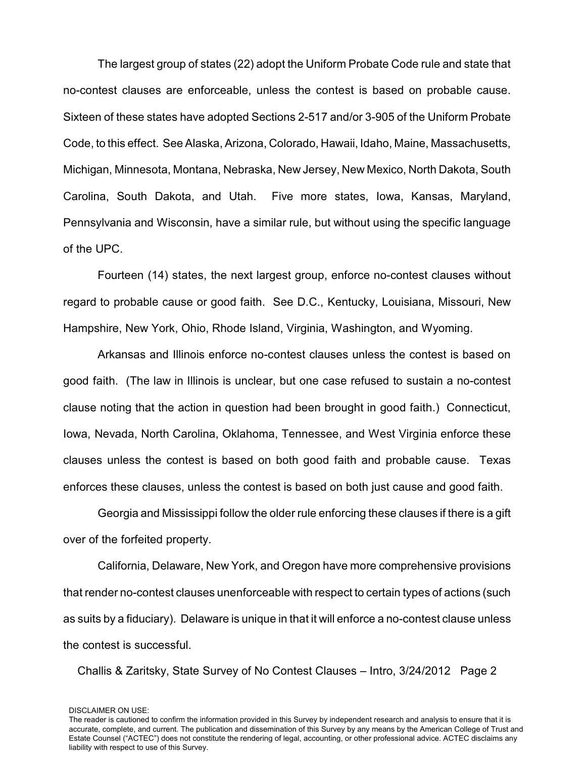The largest group of states (22) adopt the Uniform Probate Code rule and state that no-contest clauses are enforceable, unless the contest is based on probable cause. Sixteen of these states have adopted Sections 2-517 and/or 3-905 of the Uniform Probate Code, to this effect. See Alaska, Arizona, Colorado, Hawaii, Idaho, Maine, Massachusetts, Michigan, Minnesota, Montana, Nebraska, New Jersey, New Mexico, North Dakota, South Carolina, South Dakota, and Utah. Five more states, Iowa, Kansas, Maryland, Pennsylvania and Wisconsin, have a similar rule, but without using the specific language of the UPC.

Fourteen (14) states, the next largest group, enforce no-contest clauses without regard to probable cause or good faith. See D.C., Kentucky, Louisiana, Missouri, New Hampshire, New York, Ohio, Rhode Island, Virginia, Washington, and Wyoming.

Arkansas and Illinois enforce no-contest clauses unless the contest is based on good faith. (The law in Illinois is unclear, but one case refused to sustain a no-contest clause noting that the action in question had been brought in good faith.) Connecticut, Iowa, Nevada, North Carolina, Oklahoma, Tennessee, and West Virginia enforce these clauses unless the contest is based on both good faith and probable cause. Texas enforces these clauses, unless the contest is based on both just cause and good faith.

Georgia and Mississippi follow the older rule enforcing these clauses if there is a gift over of the forfeited property.

California, Delaware, New York, and Oregon have more comprehensive provisions that render no-contest clauses unenforceable with respect to certain types of actions (such as suits by a fiduciary). Delaware is unique in that it will enforce a no-contest clause unless the contest is successful.

DISCLAIMER ON USE:
The reader is cautioned to confirm the information provided in this Survey by independent research and analysis to ensure that it is accurate, complete, and current. The publication and dissemination of this Survey by any means by the American College of Trust and Estate Counsel ("ACTEC") does not constitute the rendering of legal, accounting, or other professional advice. ACTEC disclaims any liability with respect to use of this Survey.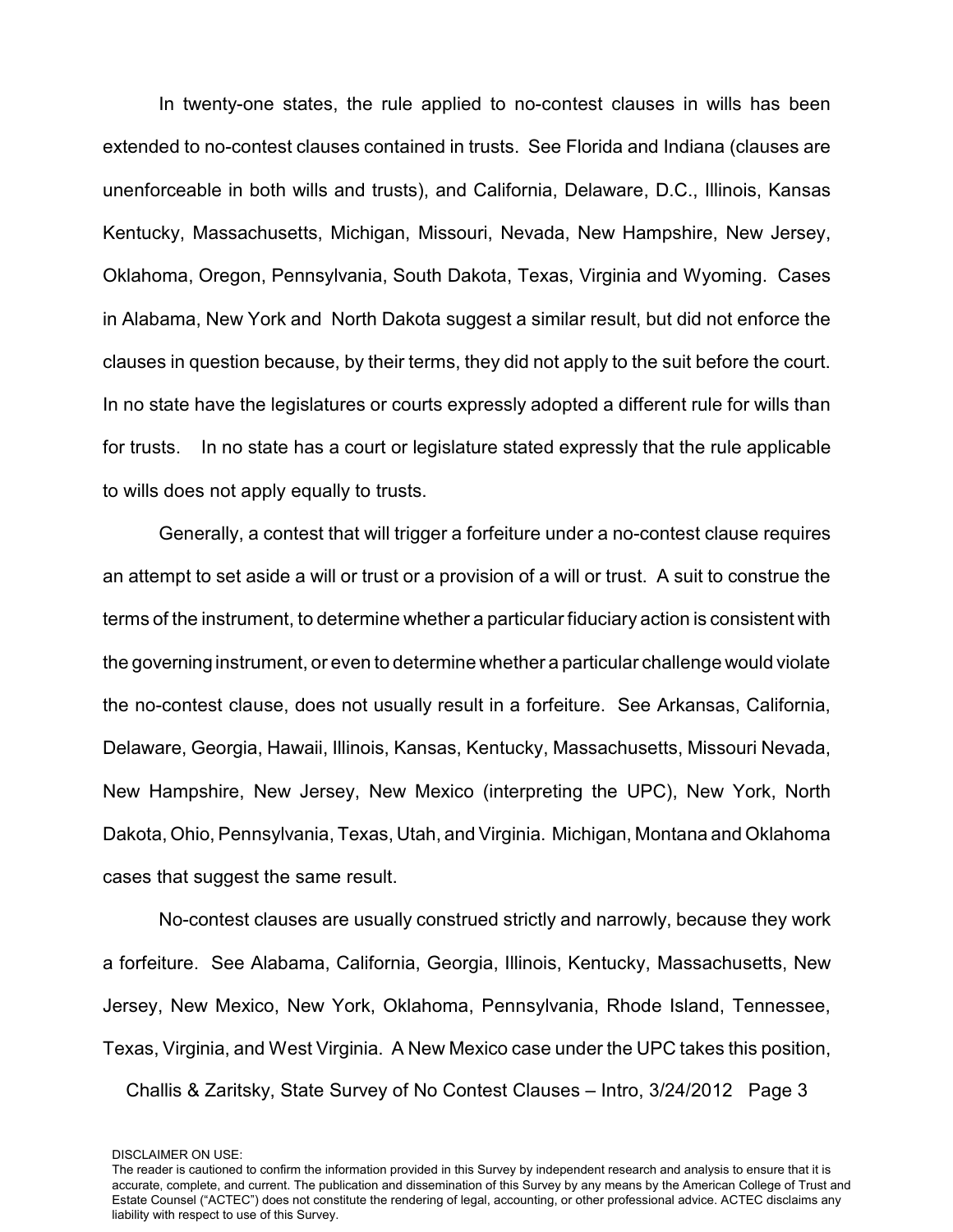In twenty-one states, the rule applied to no-contest clauses in wills has been extended to no-contest clauses contained in trusts. See Florida and Indiana (clauses are unenforceable in both wills and trusts), and California, Delaware, D.C., Illinois, Kansas Kentucky, Massachusetts, Michigan, Missouri, Nevada, New Hampshire, New Jersey, Oklahoma, Oregon, Pennsylvania, South Dakota, Texas, Virginia and Wyoming. Cases in Alabama, New York and North Dakota suggest a similar result, but did not enforce the clauses in question because, by their terms, they did not apply to the suit before the court. In no state have the legislatures or courts expressly adopted a different rule for wills than for trusts. In no state has a court or legislature stated expressly that the rule applicable to wills does not apply equally to trusts.

Generally, a contest that will trigger a forfeiture under a no-contest clause requires an attempt to set aside a will or trust or a provision of a will or trust. A suit to construe the terms of the instrument, to determine whether a particular fiduciary action is consistent with the governing instrument, or even to determine whether a particular challenge would violate the no-contest clause, does not usually result in a forfeiture. See Arkansas, California, Delaware, Georgia, Hawaii, Illinois, Kansas, Kentucky, Massachusetts, Missouri Nevada, New Hampshire, New Jersey, New Mexico (interpreting the UPC), New York, North Dakota, Ohio, Pennsylvania, Texas, Utah, and Virginia. Michigan, Montana and Oklahoma cases that suggest the same result.

No-contest clauses are usually construed strictly and narrowly, because they work a forfeiture. See Alabama, California, Georgia, Illinois, Kentucky, Massachusetts, New Jersey, New Mexico, New York, Oklahoma, Pennsylvania, Rhode Island, Tennessee, Texas, Virginia, and West Virginia. A New Mexico case under the UPC takes this position,

DISCLAIMER ON USE:
The reader is cautioned to confirm the information provided in this Survey by independent research and analysis to ensure that it is accurate, complete, and current. The publication and dissemination of this Survey by any means by the American College of Trust and Estate Counsel ("ACTEC") does not constitute the rendering of legal, accounting, or other professional advice. ACTEC disclaims any liability with respect to use of this Survey.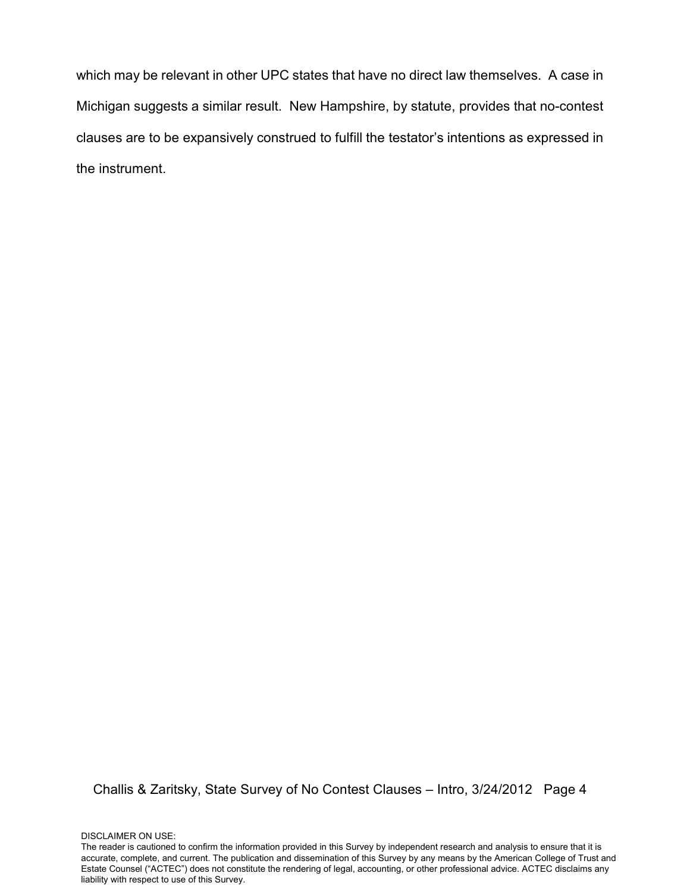which may be relevant in other UPC states that have no direct law themselves. A case in Michigan suggests a similar result. New Hampshire, by statute, provides that no-contest clauses are to be expansively construed to fulfill the testator's intentions as expressed in the instrument.

DISCLAIMER ON USE:
The reader is cautioned to confirm the information provided in this Survey by independent research and analysis to ensure that it is accurate, complete, and current. The publication and dissemination of this Survey by any means by the American College of Trust and Estate Counsel ("ACTEC") does not constitute the rendering of legal, accounting, or other professional advice. ACTEC disclaims any liability with respect to use of this Survey.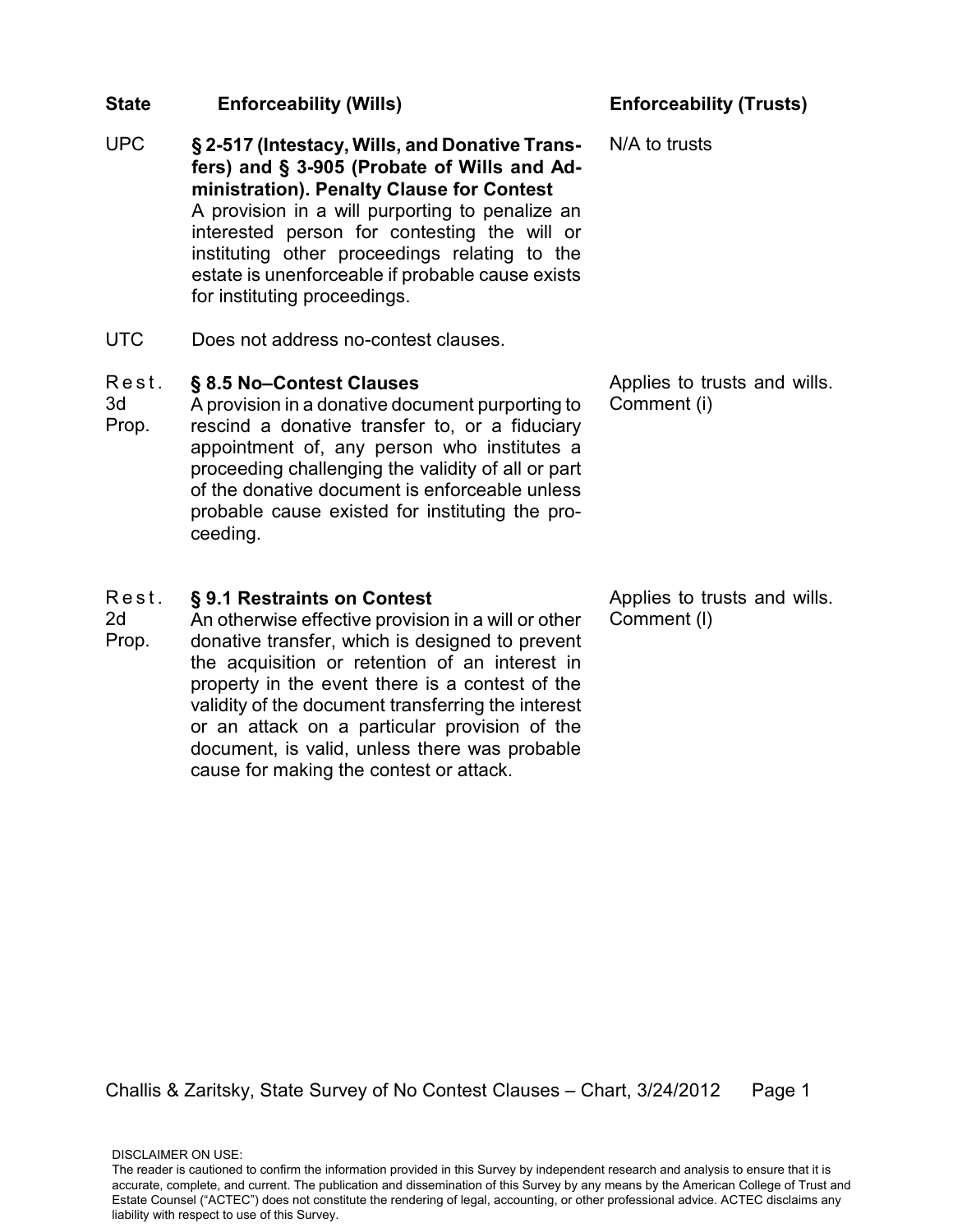| State | Enforceability (Wills) | Enforceability (Trusts) |
|---|---|---|
| UPC | **§ 2-517 (Intestacy, Wills, and Donative Transfers) and § 3-905 (Probate of Wills and Administration). Penalty Clause for Contest** A provision in a will purporting to penalize an interested person for contesting the will or instituting other proceedings relating to the estate is unenforceable if probable cause exists for instituting proceedings. | N/A to trusts |
| UTC | Does not address no-contest clauses. | |
| Rest. 3d Prop. | **§ 8.5 No–Contest Clauses** A provision in a donative document purporting to rescind a donative transfer to, or a fiduciary appointment of, any person who institutes a proceeding challenging the validity of all or part of the donative document is enforceable unless probable cause existed for instituting the proceeding. | Applies to trusts and wills. Comment (i) |
| Rest. 2d Prop. | **§ 9.1 Restraints on Contest** An otherwise effective provision in a will or other donative transfer, which is designed to prevent the acquisition or retention of an interest in property in the event there is a contest of the validity of the document transferring the interest or an attack on a particular provision of the document, is valid, unless there was probable cause for making the contest or attack. | Applies to trusts and wills. Comment (l) |

DISCLAIMER ON USE:
The reader is cautioned to confirm the information provided in this Survey by independent research and analysis to ensure that it is accurate, complete, and current. The publication and dissemination of this Survey by any means by the American College of Trust and Estate Counsel ("ACTEC") does not constitute the rendering of legal, accounting, or other professional advice. ACTEC disclaims any liability with respect to use of this Survey.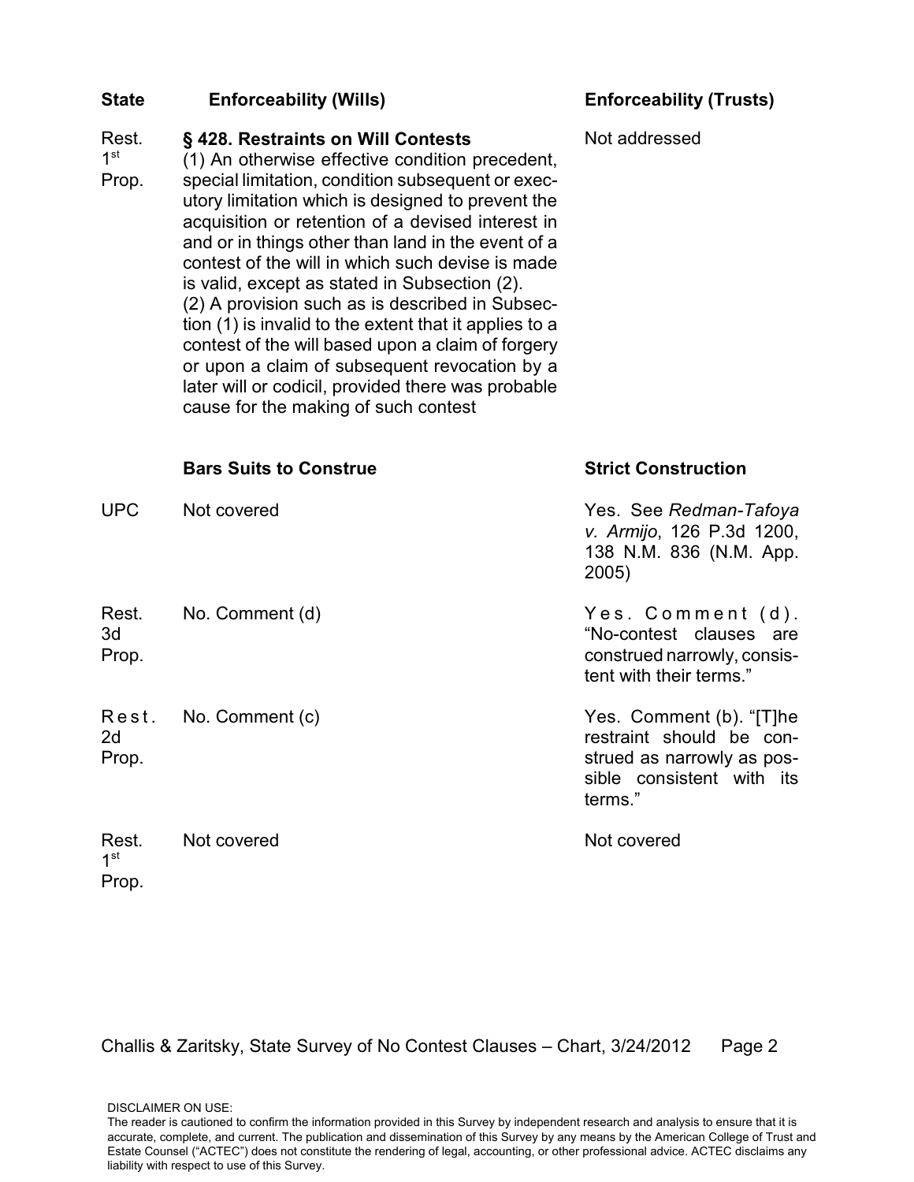| State | Enforceability (Wills) | Enforceability (Trusts) |
|---|---|---|
| Rest. 1st Prop. | **§ 428. Restraints on Will Contests**<br>(1) An otherwise effective condition precedent, special limitation, condition subsequent or executory limitation which is designed to prevent the acquisition or retention of a devised interest in and or in things other than land in the event of a contest of the will in which such devise is made is valid, except as stated in Subsection (2).<br>(2) A provision such as is described in Subsection (1) is invalid to the extent that it applies to a contest of the will based upon a claim of forgery or upon a claim of subsequent revocation by a later will or codicil, provided there was probable cause for the making of such contest | Not addressed |

| State | Bars Suits to Construe | Strict Construction |
|---|---|---|
| UPC | Not covered | Yes. See *Redman-Tafoya v. Armijo*, 126 P.3d 1200, 138 N.M. 836 (N.M. App. 2005) |
| Rest. 3d Prop. | No. Comment (d) | Yes. Comment (d). "No-contest clauses are construed narrowly, consistent with their terms." |
| Rest. 2d Prop. | No. Comment (c) | Yes. Comment (b). "[T]he restraint should be construed as narrowly as possible consistent with its terms." |
| Rest. 1st Prop. | Not covered | Not covered |

DISCLAIMER ON USE:
The reader is cautioned to confirm the information provided in this Survey by independent research and analysis to ensure that it is accurate, complete, and current. The publication and dissemination of this Survey by any means by the American College of Trust and Estate Counsel ("ACTEC") does not constitute the rendering of legal, accounting, or other professional advice. ACTEC disclaims any liability with respect to use of this Survey.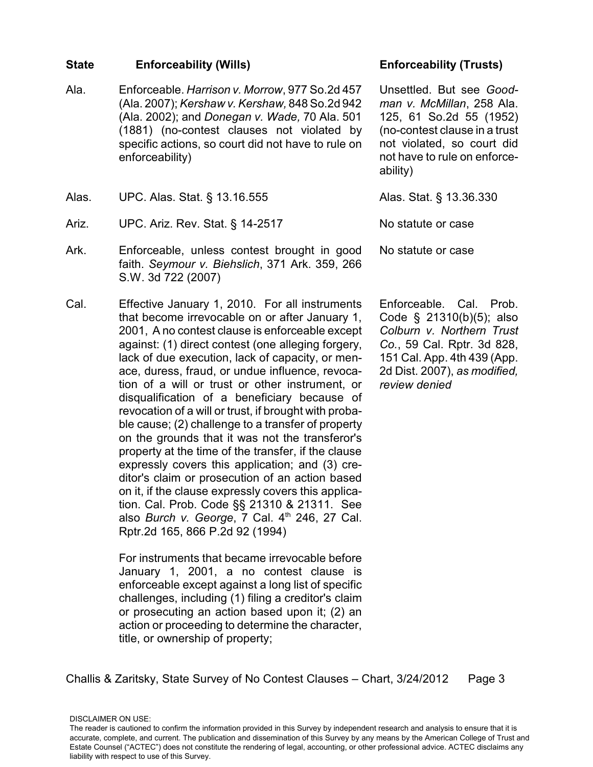| State | Enforceability (Wills) | Enforceability (Trusts) |
| --- | --- | --- |
| Ala. | Enforceable. *Harrison v. Morrow*, 977 So.2d 457 (Ala. 2007); *Kershaw v. Kershaw,* 848 So.2d 942 (Ala. 2002); and *Donegan v. Wade,* 70 Ala. 501 (1881) (no-contest clauses not violated by specific actions, so court did not have to rule on enforceability) | Unsettled. But see *Goodman v. McMillan*, 258 Ala. 125, 61 So.2d 55 (1952) (no-contest clause in a trust not violated, so court did not have to rule on enforceability) |
| Alas. | UPC. Alas. Stat. § 13.16.555 | Alas. Stat. § 13.36.330 |
| Ariz. | UPC. Ariz. Rev. Stat. § 14-2517 | No statute or case |
| Ark. | Enforceable, unless contest brought in good faith. *Seymour v. Biehslich*, 371 Ark. 359, 266 S.W. 3d 722 (2007) | No statute or case |
| Cal. | Effective January 1, 2010. For all instruments that become irrevocable on or after January 1, 2001, A no contest clause is enforceable except against: (1) direct contest (one alleging forgery, lack of due execution, lack of capacity, or menace, duress, fraud, or undue influence, revocation of a will or trust or other instrument, or disqualification of a beneficiary because of revocation of a will or trust, if brought with probable cause; (2) challenge to a transfer of property on the grounds that it was not the transferor's property at the time of the transfer, if the clause expressly covers this application; and (3) creditor's claim or prosecution of an action based on it, if the clause expressly covers this application. Cal. Prob. Code §§ 21310 & 21311. See also *Burch v. George*, 7 Cal. 4th 246, 27 Cal. Rptr.2d 165, 866 P.2d 92 (1994)<br><br>For instruments that became irrevocable before January 1, 2001, a no contest clause is enforceable except against a long list of specific challenges, including (1) filing a creditor's claim or prosecuting an action based upon it; (2) an action or proceeding to determine the character, title, or ownership of property; | Enforceable. Cal. Prob. Code § 21310(b)(5); also *Colburn v. Northern Trust Co.*, 59 Cal. Rptr. 3d 828, 151 Cal. App. 4th 439 (App. 2d Dist. 2007), *as modified, review denied* |

Challis & Zaritsky, State Survey of No Contest Clauses – Chart, 3/24/2012

DISCLAIMER ON USE:
The reader is cautioned to confirm the information provided in this Survey by independent research and analysis to ensure that it is accurate, complete, and current. The publication and dissemination of this Survey by any means by the American College of Trust and Estate Counsel ("ACTEC") does not constitute the rendering of legal, accounting, or other professional advice. ACTEC disclaims any liability with respect to use of this Survey.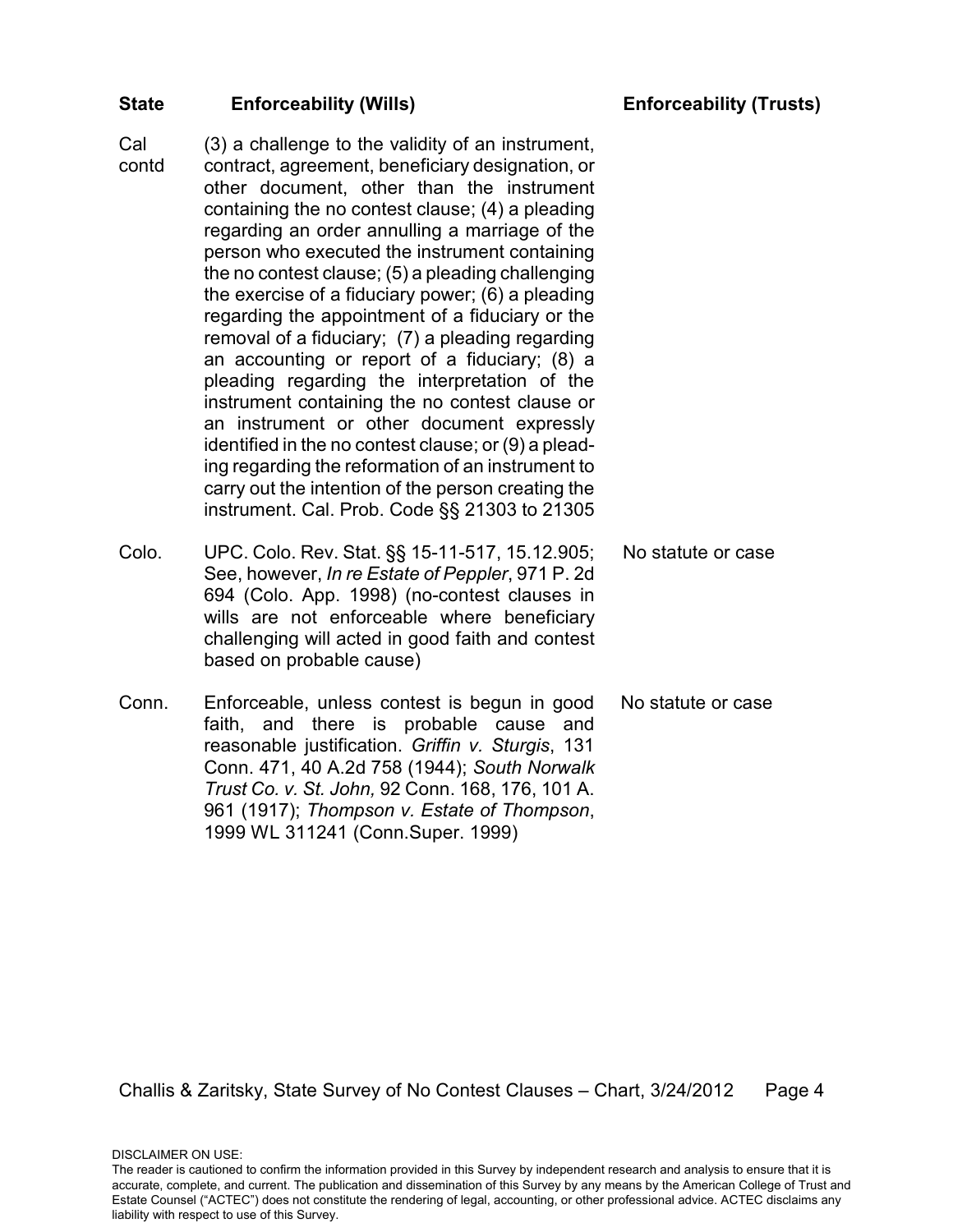| State | Enforceability (Wills) | Enforceability (Trusts) |
|---|---|---|
| Cal contd | (3) a challenge to the validity of an instrument, contract, agreement, beneficiary designation, or other document, other than the instrument containing the no contest clause; (4) a pleading regarding an order annulling a marriage of the person who executed the instrument containing the no contest clause; (5) a pleading challenging the exercise of a fiduciary power; (6) a pleading regarding the appointment of a fiduciary or the removal of a fiduciary; (7) a pleading regarding an accounting or report of a fiduciary; (8) a pleading regarding the interpretation of the instrument containing the no contest clause or an instrument or other document expressly identified in the no contest clause; or (9) a pleading regarding the reformation of an instrument to carry out the intention of the person creating the instrument. Cal. Prob. Code §§ 21303 to 21305 | |
| Colo. | UPC. Colo. Rev. Stat. §§ 15-11-517, 15.12.905; See, however, *In re Estate of Peppler*, 971 P. 2d 694 (Colo. App. 1998) (no-contest clauses in wills are not enforceable where beneficiary challenging will acted in good faith and contest based on probable cause) | No statute or case |
| Conn. | Enforceable, unless contest is begun in good faith, and there is probable cause and reasonable justification. *Griffin v. Sturgis*, 131 Conn. 471, 40 A.2d 758 (1944); *South Norwalk Trust Co. v. St. John,* 92 Conn. 168, 176, 101 A. 961 (1917); *Thompson v. Estate of Thompson*, 1999 WL 311241 (Conn.Super. 1999) | No statute or case |

Challis & Zaritsky, State Survey of No Contest Clauses – Chart, 3/24/2012

DISCLAIMER ON USE:
The reader is cautioned to confirm the information provided in this Survey by independent research and analysis to ensure that it is accurate, complete, and current. The publication and dissemination of this Survey by any means by the American College of Trust and Estate Counsel ("ACTEC") does not constitute the rendering of legal, accounting, or other professional advice. ACTEC disclaims any liability with respect to use of this Survey.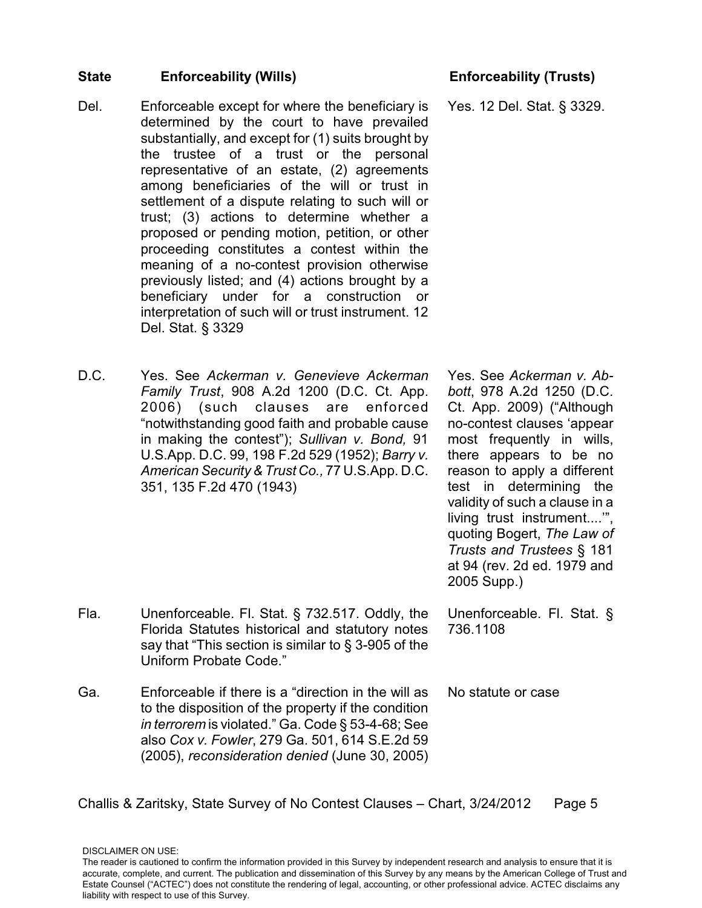| State | Enforceability (Wills) | Enforceability (Trusts) |
|---|---|---|
| Del. | Enforceable except for where the beneficiary is determined by the court to have prevailed substantially, and except for (1) suits brought by the trustee of a trust or the personal representative of an estate, (2) agreements among beneficiaries of the will or trust in settlement of a dispute relating to such will or trust; (3) actions to determine whether a proposed or pending motion, petition, or other proceeding constitutes a contest within the meaning of a no-contest provision otherwise previously listed; and (4) actions brought by a beneficiary under for a construction or interpretation of such will or trust instrument. 12 Del. Stat. § 3329 | Yes. 12 Del. Stat. § 3329. |
| D.C. | Yes. See *Ackerman v. Genevieve Ackerman Family Trust*, 908 A.2d 1200 (D.C. Ct. App. 2006) (such clauses are enforced "notwithstanding good faith and probable cause in making the contest"); *Sullivan v. Bond,* 91 U.S.App. D.C. 99, 198 F.2d 529 (1952); *Barry v. American Security & Trust Co.,* 77 U.S.App. D.C. 351, 135 F.2d 470 (1943) | Yes. See *Ackerman v. Abbott*, 978 A.2d 1250 (D.C. Ct. App. 2009) ("Although no-contest clauses 'appear most frequently in wills, there appears to be no reason to apply a different test in determining the validity of such a clause in a living trust instrument....'", quoting Bogert, *The Law of Trusts and Trustees* § 181 at 94 (rev. 2d ed. 1979 and 2005 Supp.) |
| Fla. | Unenforceable. Fl. Stat. § 732.517. Oddly, the Florida Statutes historical and statutory notes say that "This section is similar to § 3-905 of the Uniform Probate Code." | Unenforceable. Fl. Stat. § 736.1108 |
| Ga. | Enforceable if there is a "direction in the will as to the disposition of the property if the condition *in terrorem* is violated." Ga. Code § 53-4-68; See also *Cox v. Fowler*, 279 Ga. 501, 614 S.E.2d 59 (2005), *reconsideration denied* (June 30, 2005) | No statute or case |

DISCLAIMER ON USE:
The reader is cautioned to confirm the information provided in this Survey by independent research and analysis to ensure that it is accurate, complete, and current. The publication and dissemination of this Survey by any means by the American College of Trust and Estate Counsel ("ACTEC") does not constitute the rendering of legal, accounting, or other professional advice. ACTEC disclaims any liability with respect to use of this Survey.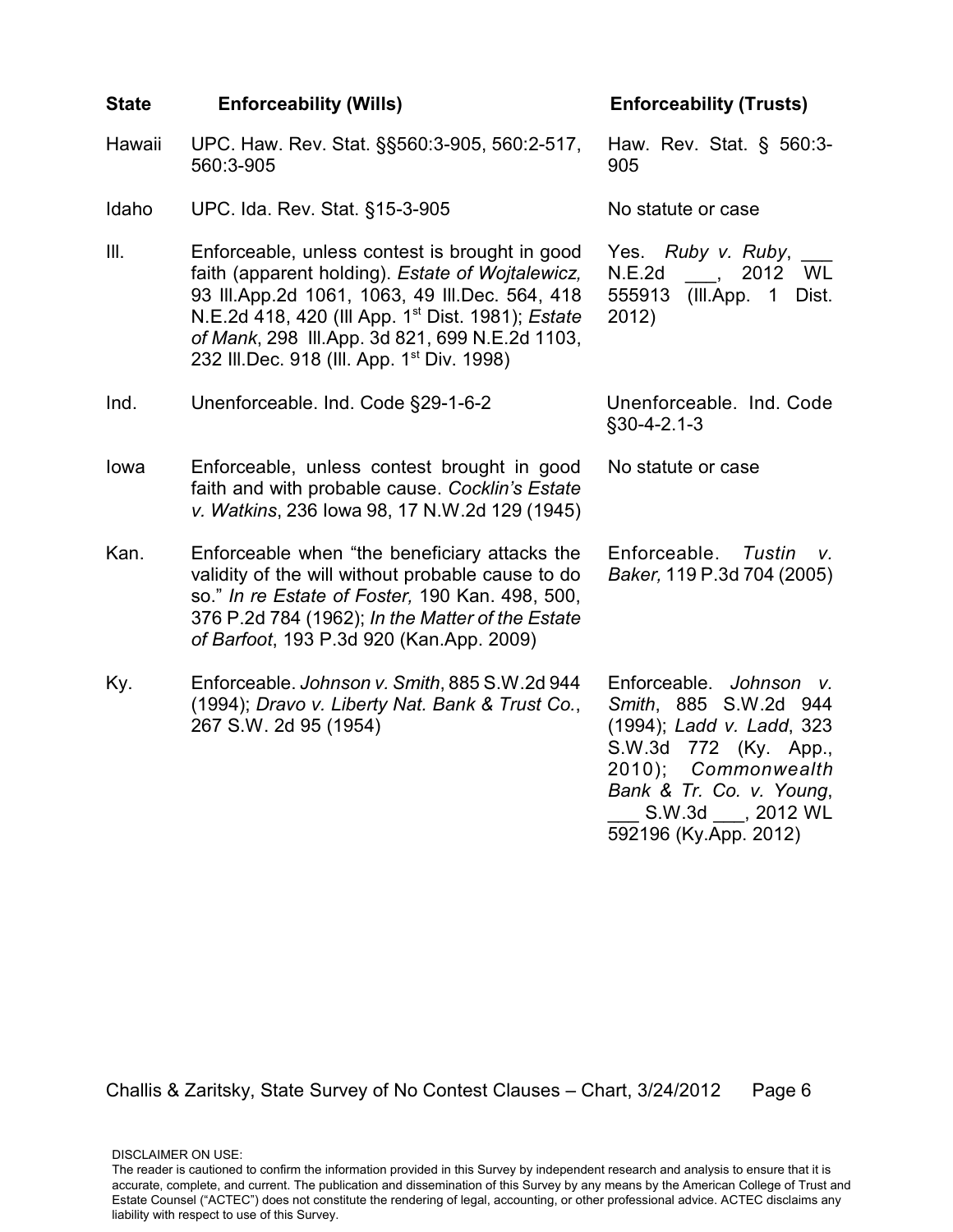| State | Enforceability (Wills) | Enforceability (Trusts) |
|---|---|---|
| Hawaii | UPC. Haw. Rev. Stat. §§560:3-905, 560:2-517, 560:3-905 | Haw. Rev. Stat. § 560:3-905 |
| Idaho | UPC. Ida. Rev. Stat. §15-3-905 | No statute or case |
| Ill. | Enforceable, unless contest is brought in good faith (apparent holding). *Estate of Wojtalewicz,* 93 Ill.App.2d 1061, 1063, 49 Ill.Dec. 564, 418 N.E.2d 418, 420 (Ill App. 1st Dist. 1981); *Estate of Mank*, 298 Ill.App. 3d 821, 699 N.E.2d 1103, 232 Ill.Dec. 918 (Ill. App. 1st Div. 1998) | Yes. *Ruby v. Ruby*, ___ N.E.2d ___, 2012 WL 555913 (Ill.App. 1 Dist. 2012) |
| Ind. | Unenforceable. Ind. Code §29-1-6-2 | Unenforceable. Ind. Code §30-4-2.1-3 |
| Iowa | Enforceable, unless contest brought in good faith and with probable cause. *Cocklin's Estate v. Watkins*, 236 Iowa 98, 17 N.W.2d 129 (1945) | No statute or case |
| Kan. | Enforceable when "the beneficiary attacks the validity of the will without probable cause to do so." *In re Estate of Foster,* 190 Kan. 498, 500, 376 P.2d 784 (1962); *In the Matter of the Estate of Barfoot*, 193 P.3d 920 (Kan.App. 2009) | Enforceable. *Tustin v. Baker,* 119 P.3d 704 (2005) |
| Ky. | Enforceable. *Johnson v. Smith*, 885 S.W.2d 944 (1994); *Dravo v. Liberty Nat. Bank & Trust Co.*, 267 S.W. 2d 95 (1954) | Enforceable. *Johnson v. Smith*, 885 S.W.2d 944 (1994); *Ladd v. Ladd*, 323 S.W.3d 772 (Ky. App., 2010); *Commonwealth Bank & Tr. Co. v. Young*, ___ S.W.3d ___, 2012 WL 592196 (Ky.App. 2012) |

DISCLAIMER ON USE:
The reader is cautioned to confirm the information provided in this Survey by independent research and analysis to ensure that it is accurate, complete, and current. The publication and dissemination of this Survey by any means by the American College of Trust and Estate Counsel ("ACTEC") does not constitute the rendering of legal, accounting, or other professional advice. ACTEC disclaims any liability with respect to use of this Survey.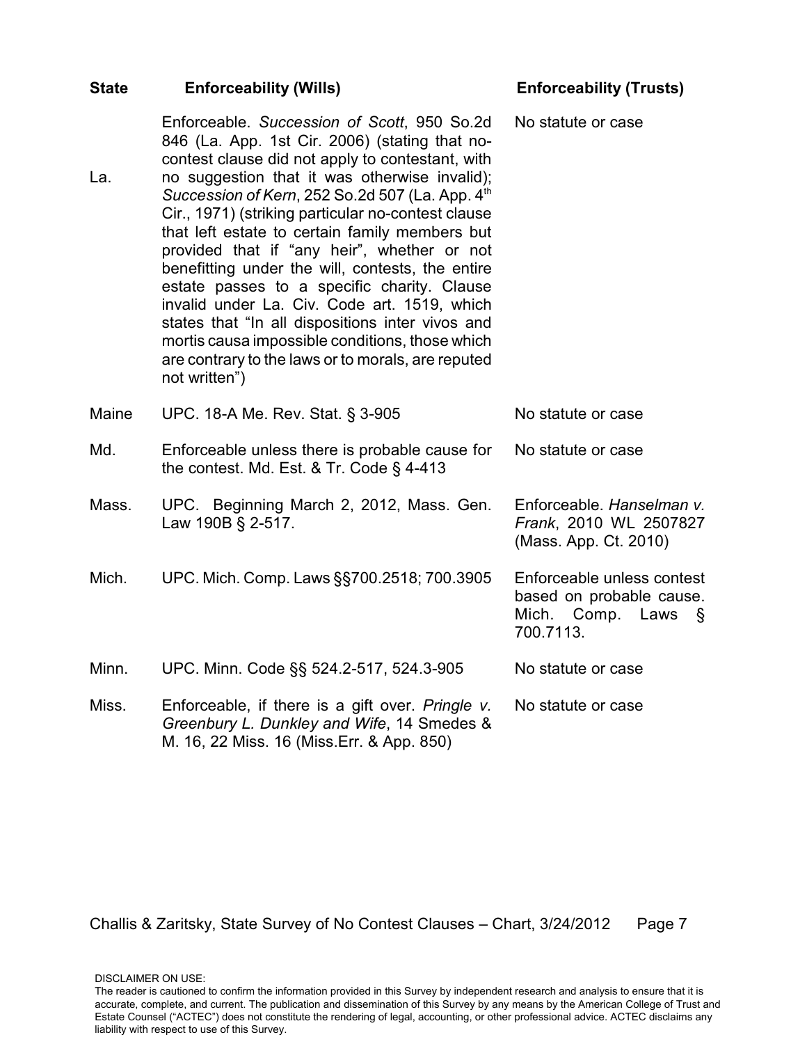| State | Enforceability (Wills) | Enforceability (Trusts) |
|---|---|---|
| La. | Enforceable. *Succession of Scott*, 950 So.2d 846 (La. App. 1st Cir. 2006) (stating that no-contest clause did not apply to contestant, with no suggestion that it was otherwise invalid); *Succession of Kern*, 252 So.2d 507 (La. App. 4th Cir., 1971) (striking particular no-contest clause that left estate to certain family members but provided that if "any heir", whether or not benefitting under the will, contests, the entire estate passes to a specific charity. Clause invalid under La. Civ. Code art. 1519, which states that "In all dispositions inter vivos and mortis causa impossible conditions, those which are contrary to the laws or to morals, are reputed not written") | No statute or case |
| Maine | UPC. 18-A Me. Rev. Stat. § 3-905 | No statute or case |
| Md. | Enforceable unless there is probable cause for the contest. Md. Est. & Tr. Code § 4-413 | No statute or case |
| Mass. | UPC. Beginning March 2, 2012, Mass. Gen. Law 190B § 2-517. | Enforceable. *Hanselman v. Frank*, 2010 WL 2507827 (Mass. App. Ct. 2010) |
| Mich. | UPC. Mich. Comp. Laws §§700.2518; 700.3905 | Enforceable unless contest based on probable cause. Mich. Comp. Laws § 700.7113. |
| Minn. | UPC. Minn. Code §§ 524.2-517, 524.3-905 | No statute or case |
| Miss. | Enforceable, if there is a gift over. *Pringle v. Greenbury L. Dunkley and Wife*, 14 Smedes & M. 16, 22 Miss. 16 (Miss.Err. & App. 850) | No statute or case |

DISCLAIMER ON USE:
The reader is cautioned to confirm the information provided in this Survey by independent research and analysis to ensure that it is accurate, complete, and current. The publication and dissemination of this Survey by any means by the American College of Trust and Estate Counsel ("ACTEC") does not constitute the rendering of legal, accounting, or other professional advice. ACTEC disclaims any liability with respect to use of this Survey.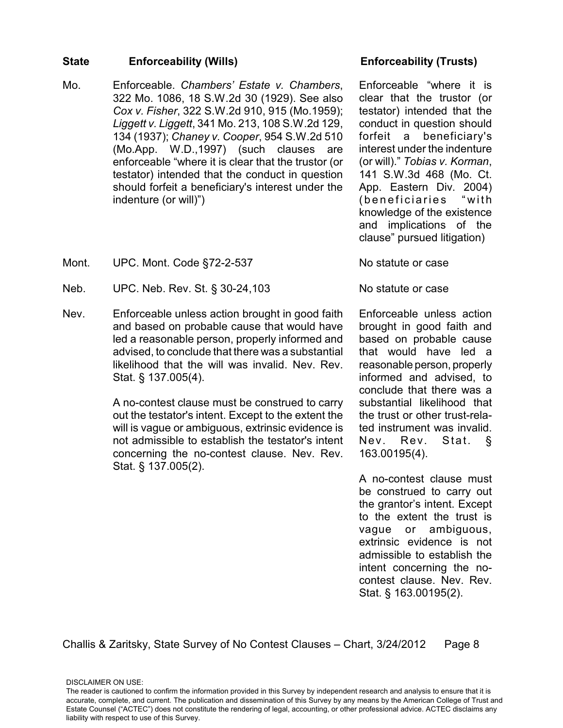| State | Enforceability (Wills) | Enforceability (Trusts) |
|---|---|---|
| Mo. | Enforceable. *Chambers' Estate v. Chambers*, 322 Mo. 1086, 18 S.W.2d 30 (1929). See also *Cox v. Fisher*, 322 S.W.2d 910, 915 (Mo.1959); *Liggett v. Liggett*, 341 Mo. 213, 108 S.W.2d 129, 134 (1937); *Chaney v. Cooper*, 954 S.W.2d 510 (Mo.App. W.D.,1997) (such clauses are enforceable "where it is clear that the trustor (or testator) intended that the conduct in question should forfeit a beneficiary's interest under the indenture (or will)") | Enforceable "where it is clear that the trustor (or testator) intended that the conduct in question should forfeit a beneficiary's interest under the indenture (or will)." *Tobias v. Korman*, 141 S.W.3d 468 (Mo. Ct. App. Eastern Div. 2004) (beneficiaries "with knowledge of the existence and implications of the clause" pursued litigation) |
| Mont. | UPC. Mont. Code §72-2-537 | No statute or case |
| Neb. | UPC. Neb. Rev. St. § 30-24,103 | No statute or case |
| Nev. | Enforceable unless action brought in good faith and based on probable cause that would have led a reasonable person, properly informed and advised, to conclude that there was a substantial likelihood that the will was invalid. Nev. Rev. Stat. § 137.005(4).<br><br>A no-contest clause must be construed to carry out the testator's intent. Except to the extent the will is vague or ambiguous, extrinsic evidence is not admissible to establish the testator's intent concerning the no-contest clause. Nev. Rev. Stat. § 137.005(2). | Enforceable unless action brought in good faith and based on probable cause that would have led a reasonable person, properly informed and advised, to conclude that there was a substantial likelihood that the trust or other trust-related instrument was invalid. Nev. Rev. Stat. § 163.00195(4).<br><br>A no-contest clause must be construed to carry out the grantor's intent. Except to the extent the trust is vague or ambiguous, extrinsic evidence is not admissible to establish the intent concerning the no-contest clause. Nev. Rev. Stat. § 163.00195(2). |

DISCLAIMER ON USE:
The reader is cautioned to confirm the information provided in this Survey by independent research and analysis to ensure that it is accurate, complete, and current. The publication and dissemination of this Survey by any means by the American College of Trust and Estate Counsel ("ACTEC") does not constitute the rendering of legal, accounting, or other professional advice. ACTEC disclaims any liability with respect to use of this Survey.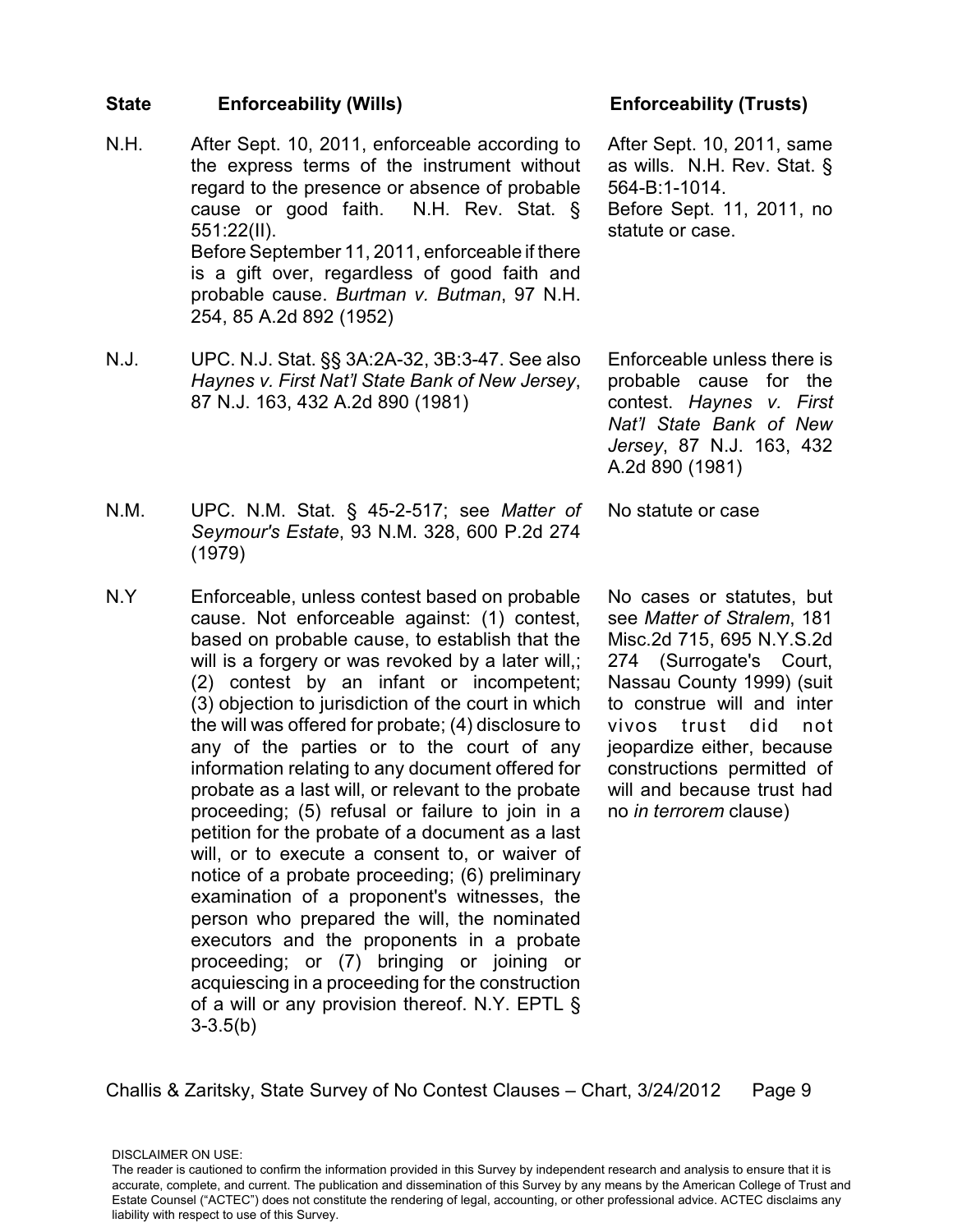| State | Enforceability (Wills) | Enforceability (Trusts) |
|---|---|---|
| N.H. | After Sept. 10, 2011, enforceable according to the express terms of the instrument without regard to the presence or absence of probable cause or good faith. N.H. Rev. Stat. § 551:22(II).<br>Before September 11, 2011, enforceable if there is a gift over, regardless of good faith and probable cause. *Burtman v. Butman*, 97 N.H. 254, 85 A.2d 892 (1952) | After Sept. 10, 2011, same as wills. N.H. Rev. Stat. § 564-B:1-1014.<br>Before Sept. 11, 2011, no statute or case. |
| N.J. | UPC. N.J. Stat. §§ 3A:2A-32, 3B:3-47. See also *Haynes v. First Nat'l State Bank of New Jersey*, 87 N.J. 163, 432 A.2d 890 (1981) | Enforceable unless there is probable cause for the contest. *Haynes v. First Nat'l State Bank of New Jersey*, 87 N.J. 163, 432 A.2d 890 (1981) |
| N.M. | UPC. N.M. Stat. § 45-2-517; see *Matter of Seymour's Estate*, 93 N.M. 328, 600 P.2d 274 (1979) | No statute or case |
| N.Y | Enforceable, unless contest based on probable cause. Not enforceable against: (1) contest, based on probable cause, to establish that the will is a forgery or was revoked by a later will,; (2) contest by an infant or incompetent; (3) objection to jurisdiction of the court in which the will was offered for probate; (4) disclosure to any of the parties or to the court of any information relating to any document offered for probate as a last will, or relevant to the probate proceeding; (5) refusal or failure to join in a petition for the probate of a document as a last will, or to execute a consent to, or waiver of notice of a probate proceeding; (6) preliminary examination of a proponent's witnesses, the person who prepared the will, the nominated executors and the proponents in a probate proceeding; or (7) bringing or joining or acquiescing in a proceeding for the construction of a will or any provision thereof. N.Y. EPTL § 3-3.5(b) | No cases or statutes, but see *Matter of Stralem*, 181 Misc.2d 715, 695 N.Y.S.2d 274 (Surrogate's Court, Nassau County 1999) (suit to construe will and inter vivos trust did not jeopardize either, because constructions permitted of will and because trust had no *in terrorem* clause) |

DISCLAIMER ON USE:
The reader is cautioned to confirm the information provided in this Survey by independent research and analysis to ensure that it is accurate, complete, and current. The publication and dissemination of this Survey by any means by the American College of Trust and Estate Counsel ("ACTEC") does not constitute the rendering of legal, accounting, or other professional advice. ACTEC disclaims any liability with respect to use of this Survey.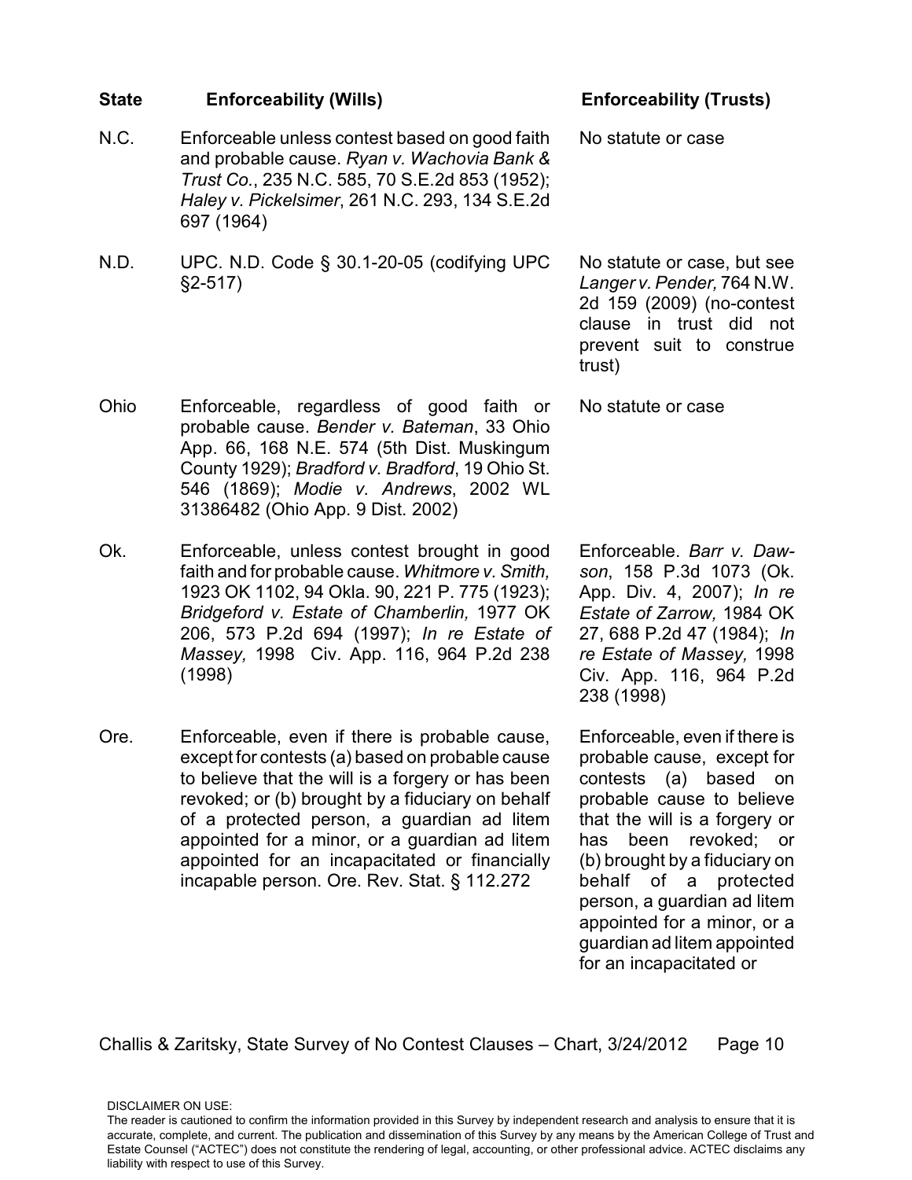| State | Enforceability (Wills) | Enforceability (Trusts) |
| --- | --- | --- |
| N.C. | Enforceable unless contest based on good faith and probable cause. *Ryan v. Wachovia Bank & Trust Co.*, 235 N.C. 585, 70 S.E.2d 853 (1952); *Haley v. Pickelsimer*, 261 N.C. 293, 134 S.E.2d 697 (1964) | No statute or case |
| N.D. | UPC. N.D. Code § 30.1-20-05 (codifying UPC §2-517) | No statute or case, but see *Langer v. Pender,* 764 N.W. 2d 159 (2009) (no-contest clause in trust did not prevent suit to construe trust) |
| Ohio | Enforceable, regardless of good faith or probable cause. *Bender v. Bateman*, 33 Ohio App. 66, 168 N.E. 574 (5th Dist. Muskingum County 1929); *Bradford v. Bradford*, 19 Ohio St. 546 (1869); *Modie v. Andrews*, 2002 WL 31386482 (Ohio App. 9 Dist. 2002) | No statute or case |
| Ok. | Enforceable, unless contest brought in good faith and for probable cause. *Whitmore v. Smith,* 1923 OK 1102, 94 Okla. 90, 221 P. 775 (1923); *Bridgeford v. Estate of Chamberlin,* 1977 OK 206, 573 P.2d 694 (1997); *In re Estate of Massey,* 1998 Civ. App. 116, 964 P.2d 238 (1998) | Enforceable. *Barr v. Dawson*, 158 P.3d 1073 (Ok. App. Div. 4, 2007); *In re Estate of Zarrow,* 1984 OK 27, 688 P.2d 47 (1984); *In re Estate of Massey,* 1998 Civ. App. 116, 964 P.2d 238 (1998) |
| Ore. | Enforceable, even if there is probable cause, except for contests (a) based on probable cause to believe that the will is a forgery or has been revoked; or (b) brought by a fiduciary on behalf of a protected person, a guardian ad litem appointed for a minor, or a guardian ad litem appointed for an incapacitated or financially incapable person. Ore. Rev. Stat. § 112.272 | Enforceable, even if there is probable cause, except for contests (a) based on probable cause to believe that the will is a forgery or has been revoked; or (b) brought by a fiduciary on behalf of a protected person, a guardian ad litem appointed for a minor, or a guardian ad litem appointed for an incapacitated or |

DISCLAIMER ON USE:
The reader is cautioned to confirm the information provided in this Survey by independent research and analysis to ensure that it is accurate, complete, and current. The publication and dissemination of this Survey by any means by the American College of Trust and Estate Counsel ("ACTEC") does not constitute the rendering of legal, accounting, or other professional advice. ACTEC disclaims any liability with respect to use of this Survey.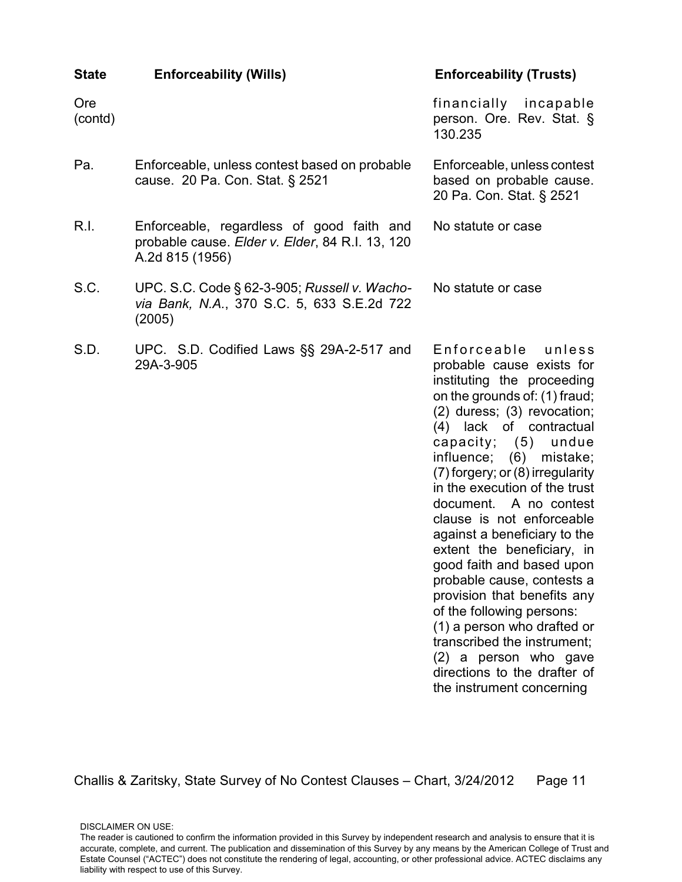| State | Enforceability (Wills) | Enforceability (Trusts) |
|---|---|---|
| Ore (contd) | | financially incapable person. Ore. Rev. Stat. § 130.235 |
| Pa. | Enforceable, unless contest based on probable cause. 20 Pa. Con. Stat. § 2521 | Enforceable, unless contest based on probable cause. 20 Pa. Con. Stat. § 2521 |
| R.I. | Enforceable, regardless of good faith and probable cause. *Elder v. Elder*, 84 R.I. 13, 120 A.2d 815 (1956) | No statute or case |
| S.C. | UPC. S.C. Code § 62-3-905; *Russell v. Wachovia Bank, N.A.*, 370 S.C. 5, 633 S.E.2d 722 (2005) | No statute or case |
| S.D. | UPC. S.D. Codified Laws §§ 29A-2-517 and 29A-3-905 | Enforceable unless probable exists for instituting the proceeding on the grounds of: (1) fraud; (2) duress; (3) revocation; (4) lack of contractual capacity; (5) undue influence; (6) mistake; (7) forgery; or (8) irregularity in the execution of the trust document. A no contest clause is not enforceable against a beneficiary to the extent the beneficiary, in good faith and based upon probable cause, contests a provision that benefits any of the following persons: (1) a person who drafted or transcribed the instrument; (2) a person who gave directions to the drafter of the instrument concerning |

DISCLAIMER ON USE:
The reader is cautioned to confirm the information provided in this Survey by independent research and analysis to ensure that it is accurate, complete, and current. The publication and dissemination of this Survey by any means by the American College of Trust and Estate Counsel ("ACTEC") does not constitute the rendering of legal, accounting, or other professional advice. ACTEC disclaims any liability with respect to use of this Survey.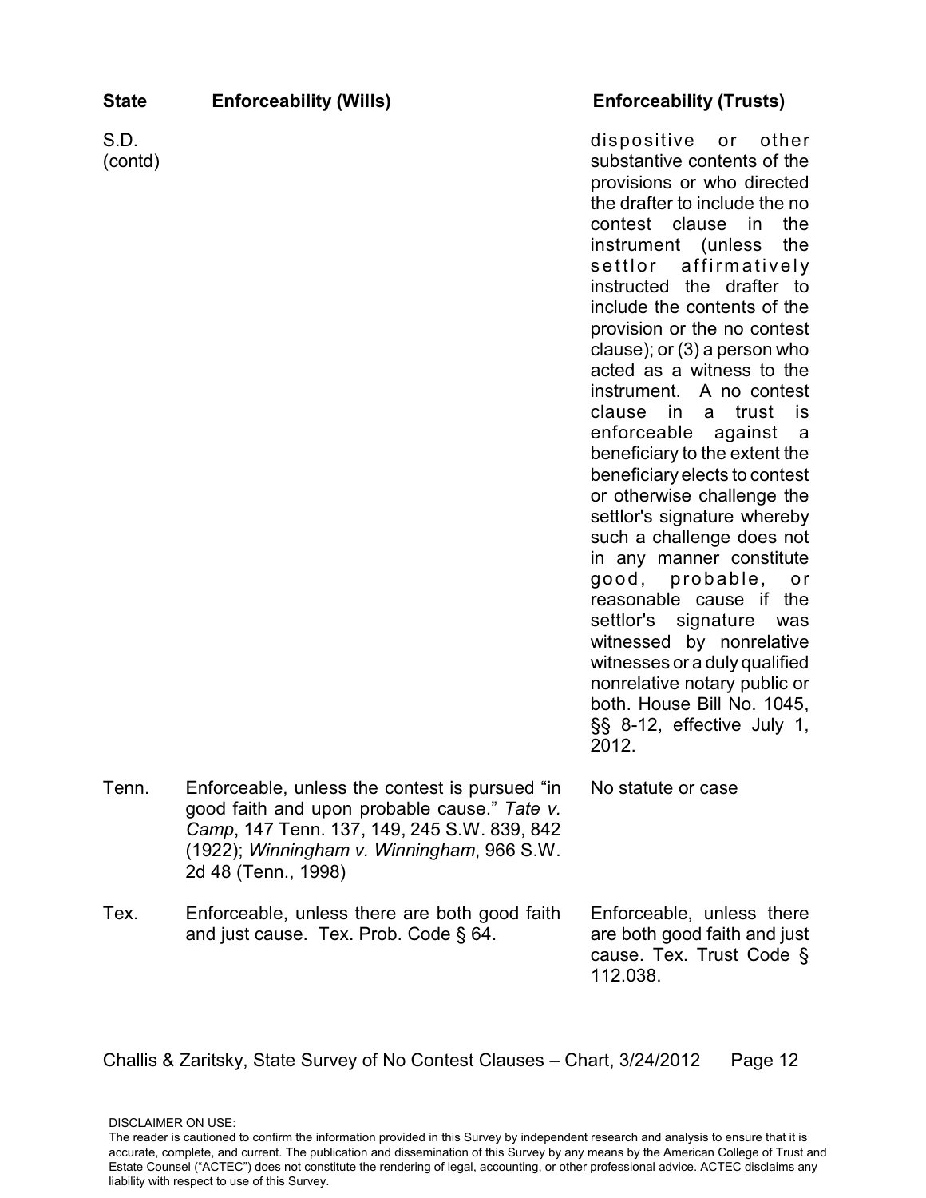| State | Enforceability (Wills) | Enforceability (Trusts) |
| --- | --- | --- |
| S.D. (contd) | | dispositive or other substantive contents of the provisions or who directed the drafter to include the no contest clause in the instrument (unless the settlor affirmatively instructed the drafter to include the contents of the provision or the no contest clause); or (3) a person who acted as a witness to the instrument. A no contest clause in a trust is enforceable against a beneficiary to the extent the beneficiary elects to contest or otherwise challenge the settlor's signature whereby such a challenge does not in any manner constitute good, probable, or reasonable cause if the settlor's signature was witnessed by nonrelative witnesses or a duly qualified nonrelative notary public or both. House Bill No. 1045, §§ 8-12, effective July 1, 2012. |
| Tenn. | Enforceable, unless the contest is pursued "in good faith and upon probable cause." *Tate v. Camp*, 147 Tenn. 137, 149, 245 S.W. 839, 842 (1922); *Winningham v. Winningham*, 966 S.W. 2d 48 (Tenn., 1998) | No statute or case |
| Tex. | Enforceable, unless there are both good faith and just cause. Tex. Prob. Code § 64. | Enforceable, unless there are both good faith and just cause. Tex. Trust Code § 112.038. |

Challis & Zaritsky, State Survey of No Contest Clauses – Chart, 3/24/2012

DISCLAIMER ON USE:
The reader is cautioned to confirm the information provided in this Survey by independent research and analysis to ensure that it is accurate, complete, and current. The publication and dissemination of this Survey by any means by the American College of Trust and Estate Counsel ("ACTEC") does not constitute the rendering of legal, accounting, or other professional advice. ACTEC disclaims any liability with respect to use of this Survey.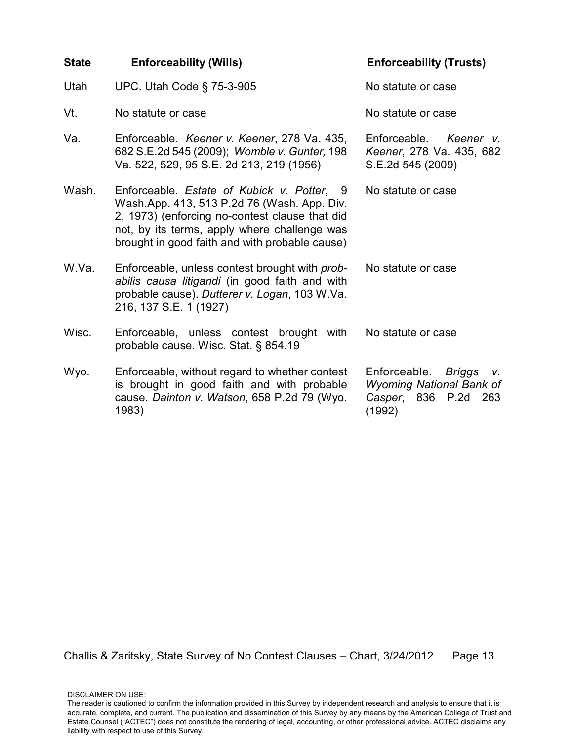| State | Enforceability (Wills) | Enforceability (Trusts) |
|---|---|---|
| Utah | UPC. Utah Code § 75-3-905 | No statute or case |
| Vt. | No statute or case | No statute or case |
| Va. | Enforceable. *Keener v. Keener*, 278 Va. 435, 682 S.E.2d 545 (2009); *Womble v. Gunter,* 198 Va. 522, 529, 95 S.E. 2d 213, 219 (1956) | Enforceable. *Keener v. Keener*, 278 Va. 435, 682 S.E.2d 545 (2009) |
| Wash. | Enforceable. *Estate of Kubick v. Potter*, 9 Wash.App. 413, 513 P.2d 76 (Wash. App. Div. 2, 1973) (enforcing no-contest clause that did not, by its terms, apply where challenge was brought in good faith and with probable cause) | No statute or case |
| W.Va. | Enforceable, unless contest brought with *probabilis causa litigandi* (in good faith and with probable cause). *Dutterer v. Logan*, 103 W.Va. 216, 137 S.E. 1 (1927) | No statute or case |
| Wisc. | Enforceable, unless contest brought with probable cause. Wisc. Stat. § 854.19 | No statute or case |
| Wyo. | Enforceable, without regard to whether contest is brought in good faith and with probable cause. *Dainton v. Watson*, 658 P.2d 79 (Wyo. 1983) | Enforceable. *Briggs v. Wyoming National Bank of Casper*, 836 P.2d 263 (1992) |

DISCLAIMER ON USE:
The reader is cautioned to confirm the information provided in this Survey by independent research and analysis to ensure that it is accurate, complete, and current. The publication and dissemination of this Survey by any means by the American College of Trust and Estate Counsel ("ACTEC") does not constitute the rendering of legal, accounting, or other professional advice. ACTEC disclaims any liability with respect to use of this Survey.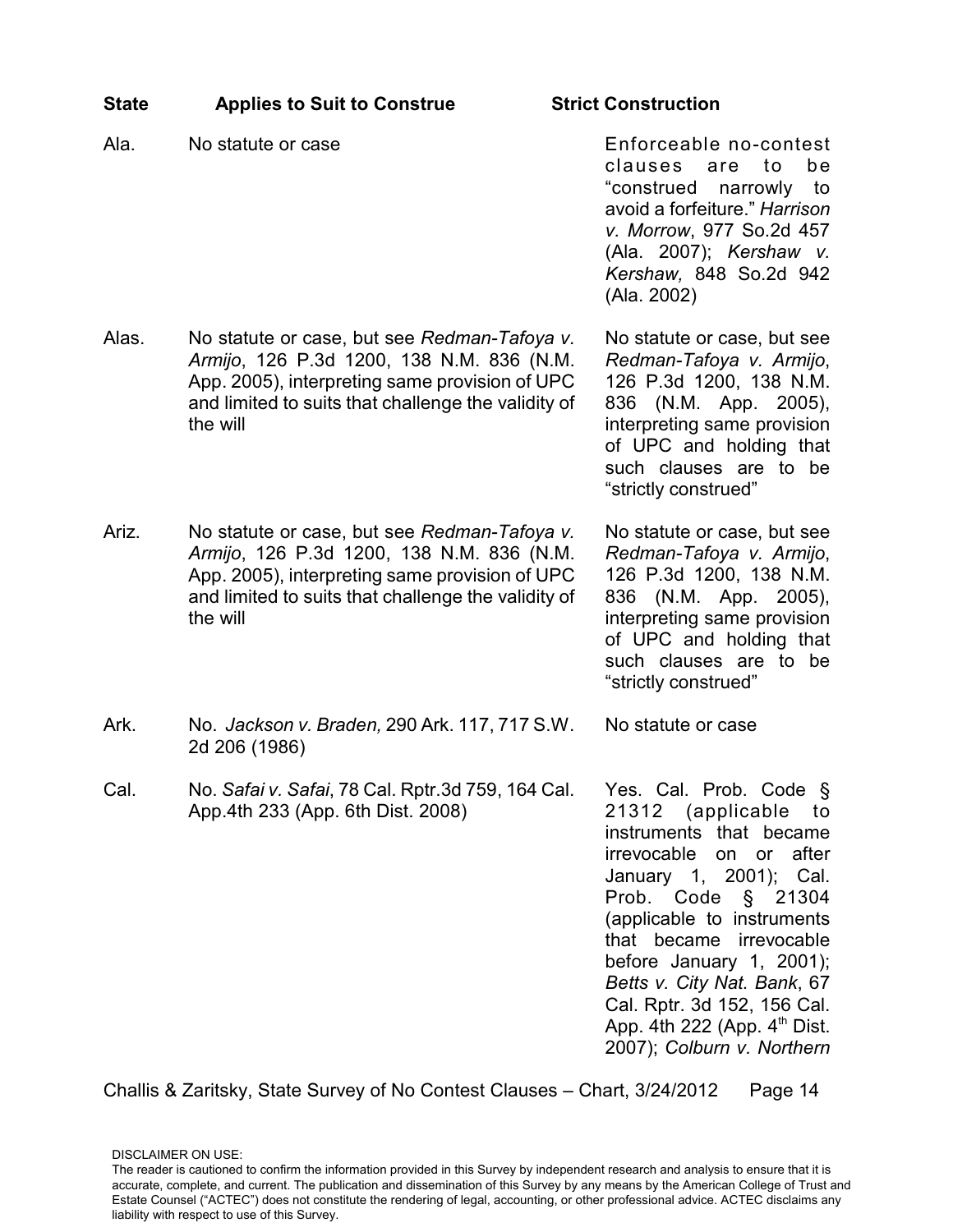| State | Applies to Suit to Construe | Strict Construction |
|---|---|---|
| Ala. | No statute or case | Enforceable no-contest clauses are to be "construed narrowly to avoid a forfeiture." *Harrison v. Morrow*, 977 So.2d 457 (Ala. 2007); *Kershaw v. Kershaw,* 848 So.2d 942 (Ala. 2002) |
| Alas. | No statute or case, but see *Redman-Tafoya v. Armijo*, 126 P.3d 1200, 138 N.M. 836 (N.M. App. 2005), interpreting same provision of UPC and limited to suits that challenge the validity of the will | No statute or case, but see *Redman-Tafoya v. Armijo*, 126 P.3d 1200, 138 N.M. 836 (N.M. App. 2005), interpreting same provision of UPC and holding that such clauses are to be "strictly construed" |
| Ariz. | No statute or case, but see *Redman-Tafoya v. Armijo*, 126 P.3d 1200, 138 N.M. 836 (N.M. App. 2005), interpreting same provision of UPC and limited to suits that challenge the validity of the will | No statute or case, but see *Redman-Tafoya v. Armijo*, 126 P.3d 1200, 138 N.M. 836 (N.M. App. 2005), interpreting same provision of UPC and holding that such clauses are to be "strictly construed" |
| Ark. | No. *Jackson v. Braden,* 290 Ark. 117, 717 S.W. 2d 206 (1986) | No statute or case |
| Cal. | No. *Safai v. Safai*, 78 Cal. Rptr.3d 759, 164 Cal. App.4th 233 (App. 6th Dist. 2008) | Yes. Cal. Prob. Code § 21312 (applicable to instruments that became irrevocable on or after January 1, 2001); Cal. Prob. Code § 21304 (applicable to instruments that became irrevocable before January 1, 2001); *Betts v. City Nat. Bank*, 67 Cal. Rptr. 3d 152, 156 Cal. App. 4th 222 (App. 4th Dist. 2007); *Colburn v. Northern* |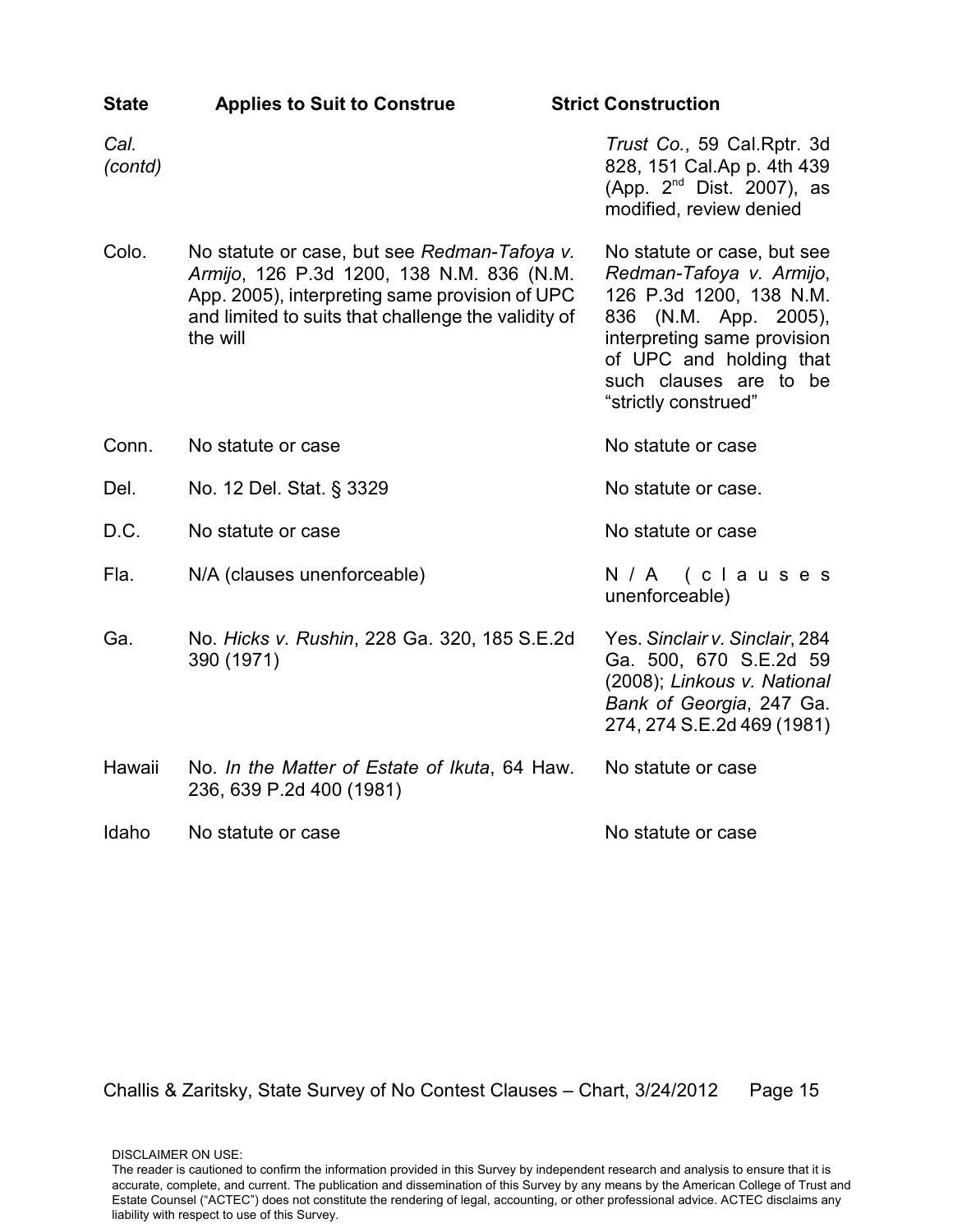| State | Applies to Suit to Construe | Strict Construction |
| --- | --- | --- |
| *Cal. (contd)* | | *Trust Co.*, 59 Cal.Rptr. 3d 828, 151 Cal.Ap p. 4th 439 (App. 2nd Dist. 2007), as modified, review denied |
| Colo. | No statute or case, but see *Redman-Tafoya v. Armijo*, 126 P.3d 1200, 138 N.M. 836 (N.M. App. 2005), interpreting same provision of UPC and limited to suits that challenge the validity of the will | No statute or case, but see *Redman-Tafoya v. Armijo*, 126 P.3d 1200, 138 N.M. 836 (N.M. App. 2005), interpreting same provision of UPC and holding that such clauses are to be "strictly construed" |
| Conn. | No statute or case | No statute or case |
| Del. | No. 12 Del. Stat. § 3329 | No statute or case. |
| D.C. | No statute or case | No statute or case |
| Fla. | N/A (clauses unenforceable) | N/A (clauses unenforceable) |
| Ga. | No. *Hicks v. Rushin*, 228 Ga. 320, 185 S.E.2d 390 (1971) | Yes. *Sinclair v. Sinclair*, 284 Ga. 500, 670 S.E.2d 59 (2008); *Linkous v. National Bank of Georgia*, 247 Ga. 274, 274 S.E.2d 469 (1981) |
| Hawaii | No. *In the Matter of Estate of Ikuta*, 64 Haw. 236, 639 P.2d 400 (1981) | No statute or case |
| Idaho | No statute or case | No statute or case |

DISCLAIMER ON USE:
The reader is cautioned to confirm the information provided in this Survey by independent research and analysis to ensure that it is accurate, complete, and current. The publication and dissemination of this Survey by any means by the American College of Trust and Estate Counsel ("ACTEC") does not constitute the rendering of legal, accounting, or other professional advice. ACTEC disclaims any liability with respect to use of this Survey.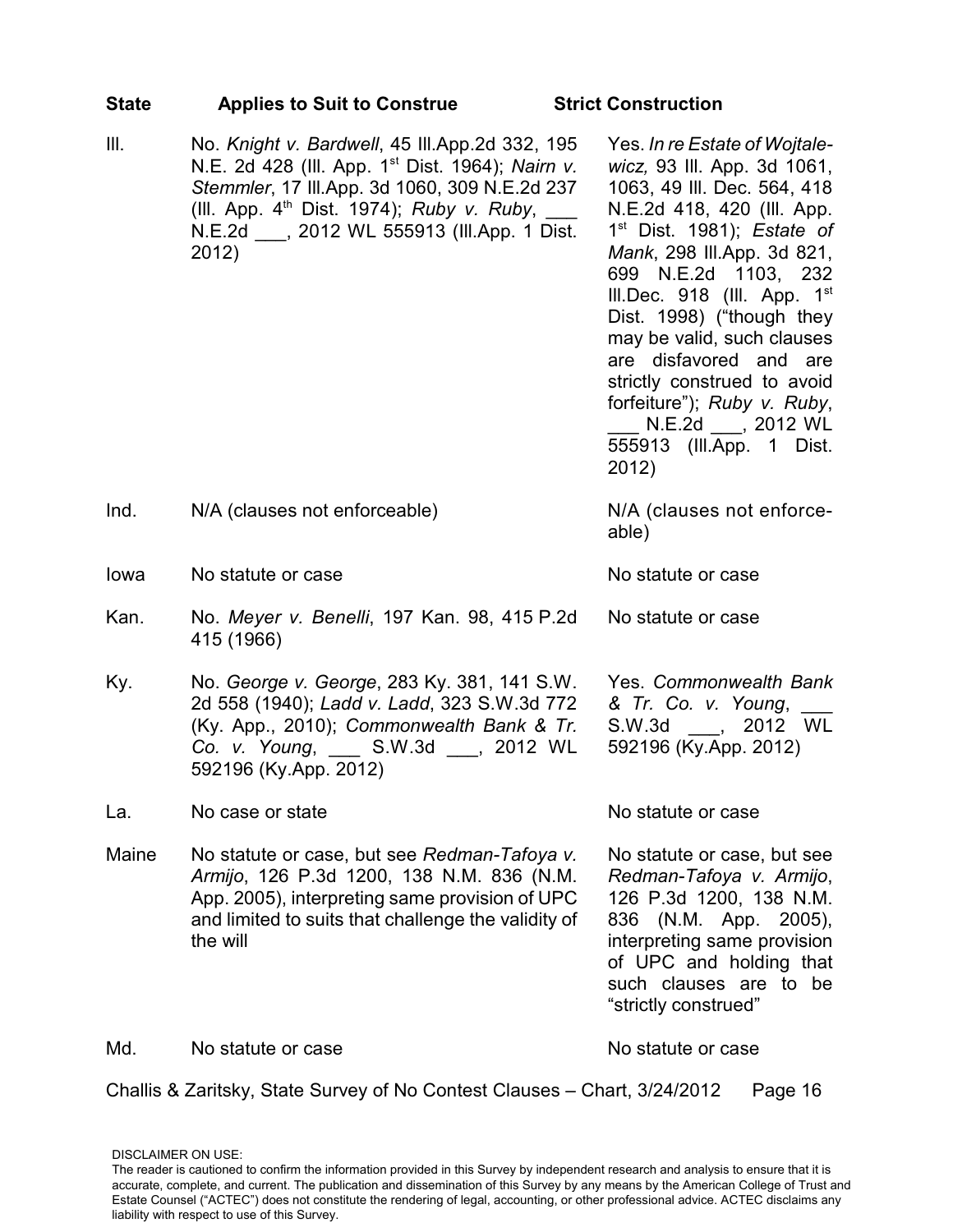| State | Applies to Suit to Construe | Strict Construction |
|---|---|---|
| Ill. | No. *Knight v. Bardwell*, 45 Ill.App.2d 332, 195 N.E. 2d 428 (Ill. App. 1st Dist. 1964); *Nairn v. Stemmler*, 17 Ill.App. 3d 1060, 309 N.E.2d 237 (Ill. App. 4th Dist. 1974); *Ruby v. Ruby*, ___ N.E.2d ___, 2012 WL 555913 (Ill.App. 1 Dist. 2012) | Yes. *In re Estate of Wojtalewicz,* 93 Ill. App. 3d 1061, 1063, 49 Ill. Dec. 564, 418 N.E.2d 418, 420 (Ill. App. 1st Dist. 1981); *Estate of Mank*, 298 Ill.App. 3d 821, 699 N.E.2d 1103, 232 Ill.Dec. 918 (Ill. App. 1st Dist. 1998) ("though they may be valid, such clauses are disfavored and are strictly construed to avoid forfeiture"); *Ruby v. Ruby*, ___ N.E.2d ___, 2012 WL 555913 (Ill.App. 1 Dist. 2012) |
| Ind. | N/A (clauses not enforceable) | N/A (clauses not enforceable) |
| Iowa | No statute or case | No statute or case |
| Kan. | No. *Meyer v. Benelli*, 197 Kan. 98, 415 P.2d 415 (1966) | No statute or case |
| Ky. | No. *George v. George*, 283 Ky. 381, 141 S.W. 2d 558 (1940); *Ladd v. Ladd*, 323 S.W.3d 772 (Ky. App., 2010); *Commonwealth Bank & Tr. Co. v. Young*, ___ S.W.3d ___, 2012 WL 592196 (Ky.App. 2012) | Yes. *Commonwealth Bank & Tr. Co. v. Young*, ___ S.W.3d ___, 2012 WL 592196 (Ky.App. 2012) |
| La. | No case or state | No statute or case |
| Maine | No statute or case, but see *Redman-Tafoya v. Armijo*, 126 P.3d 1200, 138 N.M. 836 (N.M. App. 2005), interpreting same provision of UPC and limited to suits that challenge the validity of the will | No statute or case, but see *Redman-Tafoya v. Armijo*, 126 P.3d 1200, 138 N.M. 836 (N.M. App. 2005), interpreting same provision of UPC and holding that such clauses are to be "strictly construed" |
| Md. | No statute or case | No statute or case |

DISCLAIMER ON USE:
The reader is cautioned to confirm the information provided in this Survey by independent research and analysis to ensure that it is accurate, complete, and current. The publication and dissemination of this Survey by any means by the American College of Trust and Estate Counsel ("ACTEC") does not constitute the rendering of legal, accounting, or other professional advice. ACTEC disclaims any liability with respect to use of this Survey.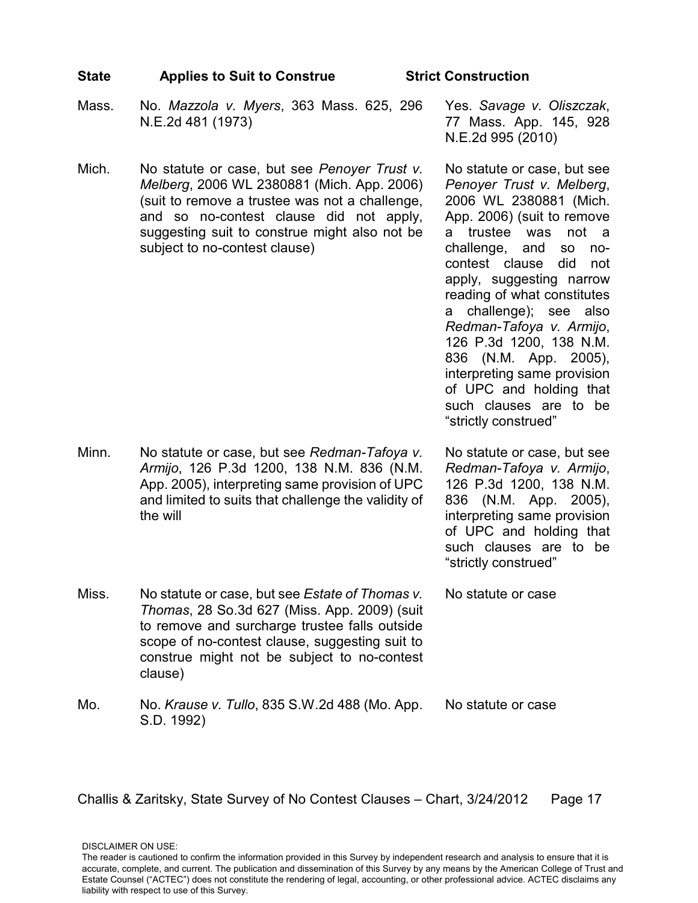| State | Applies to Suit to Construe | Strict Construction |
|---|---|---|
| Mass. | No. *Mazzola v. Myers*, 363 Mass. 625, 296 N.E.2d 481 (1973) | Yes. *Savage v. Oliszczak*, 77 Mass. App. 145, 928 N.E.2d 995 (2010) |
| Mich. | No statute or case, but see *Penoyer Trust v. Melberg*, 2006 WL 2380881 (Mich. App. 2006) (suit to remove a trustee was not a challenge, and so no-contest clause did not apply, suggesting suit to construe might also not be subject to no-contest clause) | No statute or case, but see *Penoyer Trust v. Melberg*, 2006 WL 2380881 (Mich. App. 2006) (suit to remove a trustee was not a challenge, and so no-contest clause did not apply, suggesting narrow reading of what constitutes a challenge); see also *Redman-Tafoya v. Armijo*, 126 P.3d 1200, 138 N.M. 836 (N.M. App. 2005), interpreting same provision of UPC and holding that such clauses are to be "strictly construed" |
| Minn. | No statute or case, but see *Redman-Tafoya v. Armijo*, 126 P.3d 1200, 138 N.M. 836 (N.M. App. 2005), interpreting same provision of UPC and limited to suits that challenge the validity of the will | No statute or case, but see *Redman-Tafoya v. Armijo*, 126 P.3d 1200, 138 N.M. 836 (N.M. App. 2005), interpreting same provision of UPC and holding that such clauses are to be "strictly construed" |
| Miss. | No statute or case, but see *Estate of Thomas v. Thomas*, 28 So.3d 627 (Miss. App. 2009) (suit to remove and surcharge trustee falls outside scope of no-contest clause, suggesting suit to construe might not be subject to no-contest clause) | No statute or case |
| Mo. | No. *Krause v. Tullo*, 835 S.W.2d 488 (Mo. App. S.D. 1992) | No statute or case |

DISCLAIMER ON USE:
The reader is cautioned to confirm the information provided in this Survey by independent research and analysis to ensure that it is accurate, complete, and current. The publication and dissemination of this Survey by any means by the American College of Trust and Estate Counsel ("ACTEC") does not constitute the rendering of legal, accounting, or other professional advice. ACTEC disclaims any liability with respect to use of this Survey.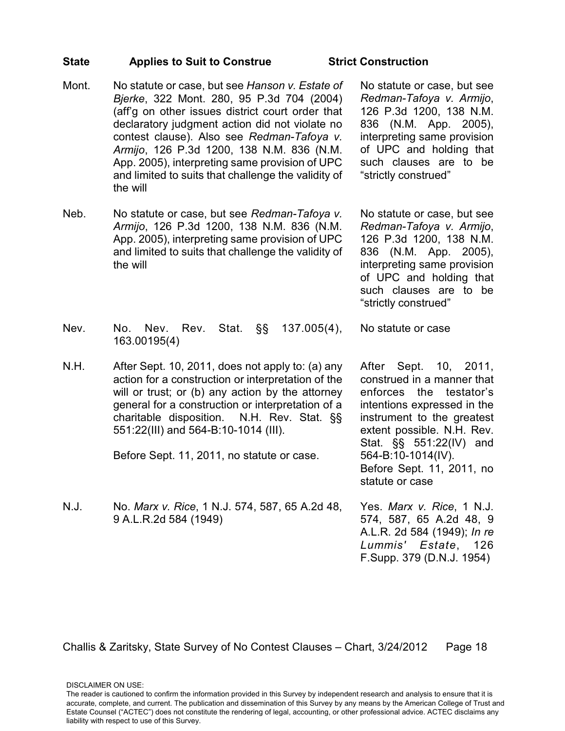| State | Applies to Suit to Construe | Strict Construction |
|---|---|---|
| Mont. | No statute or case, but see *Hanson v. Estate of Bjerke*, 322 Mont. 280, 95 P.3d 704 (2004) (aff'g on other issues district court order that declaratory judgment action did not violate no contest clause). Also see *Redman-Tafoya v. Armijo*, 126 P.3d 1200, 138 N.M. 836 (N.M. App. 2005), interpreting same provision of UPC and limited to suits that challenge the validity of the will | No statute or case, but see *Redman-Tafoya v. Armijo*, 126 P.3d 1200, 138 N.M. 836 (N.M. App. 2005), interpreting same provision of UPC and holding that such clauses are to be "strictly construed" |
| Neb. | No statute or case, but see *Redman-Tafoya v. Armijo*, 126 P.3d 1200, 138 N.M. 836 (N.M. App. 2005), interpreting same provision of UPC and limited to suits that challenge the validity of the will | No statute or case, but see *Redman-Tafoya v. Armijo*, 126 P.3d 1200, 138 N.M. 836 (N.M. App. 2005), interpreting same provision of UPC and holding that such clauses are to be "strictly construed" |
| Nev. | No. Nev. Rev. Stat. §§ 137.005(4), 163.00195(4) | No statute or case |
| N.H. | After Sept. 10, 2011, does not apply to: (a) any action for a construction or interpretation of the will or trust; or (b) any action by the attorney general for a construction or interpretation of a charitable disposition. N.H. Rev. Stat. §§ 551:22(III) and 564-B:10-1014 (III).<br><br>Before Sept. 11, 2011, no statute or case. | After Sept. 10, 2011, construed in a manner that enforces the testator's intentions expressed in the instrument to the greatest extent possible. N.H. Rev. Stat. §§ 551:22(IV) and 564-B:10-1014(IV).<br>Before Sept. 11, 2011, no statute or case |
| N.J. | No. *Marx v. Rice*, 1 N.J. 574, 587, 65 A.2d 48, 9 A.L.R.2d 584 (1949) | Yes. *Marx v. Rice*, 1 N.J. 574, 587, 65 A.2d 48, 9 A.L.R. 2d 584 (1949); *In re Lummis' Estate*, 126 F.Supp. 379 (D.N.J. 1954) |

DISCLAIMER ON USE:
The reader is cautioned to confirm the information provided in this Survey by independent research and analysis to ensure that it is accurate, complete, and current. The publication and dissemination of this Survey by any means by the American College of Trust and Estate Counsel ("ACTEC") does not constitute the rendering of legal, accounting, or other professional advice. ACTEC disclaims any liability with respect to use of this Survey.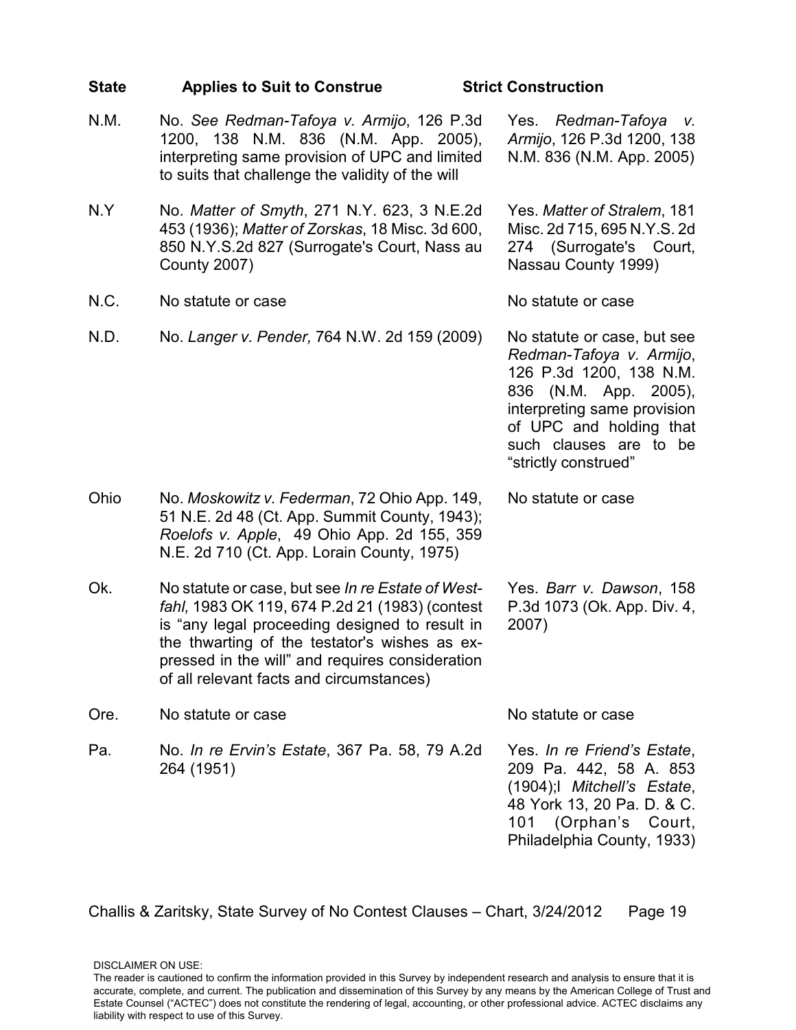| State | Applies to Suit to Construe | Strict Construction |
|---|---|---|
| N.M. | No. *See Redman-Tafoya v. Armijo*, 126 P.3d 1200, 138 N.M. 836 (N.M. App. 2005), interpreting same provision of UPC and limited to suits that challenge the validity of the will | Yes. *Redman-Tafoya v. Armijo*, 126 P.3d 1200, 138 N.M. 836 (N.M. App. 2005) |
| N.Y | No. *Matter of Smyth*, 271 N.Y. 623, 3 N.E.2d 453 (1936); *Matter of Zorskas*, 18 Misc. 3d 600, 850 N.Y.S.2d 827 (Surrogate's Court, Nass au County 2007) | Yes. *Matter of Stralem*, 181 Misc. 2d 715, 695 N.Y.S. 2d 274 (Surrogate's Court, Nassau County 1999) |
| N.C. | No statute or case | No statute or case |
| N.D. | No. *Langer v. Pender,* 764 N.W. 2d 159 (2009) | No statute or case, but see *Redman-Tafoya v. Armijo*, 126 P.3d 1200, 138 N.M. 836 (N.M. App. 2005), interpreting same provision of UPC and holding that such clauses are to be "strictly construed" |
| Ohio | No. *Moskowitz v. Federman*, 72 Ohio App. 149, 51 N.E. 2d 48 (Ct. App. Summit County, 1943); *Roelofs v. Apple*, 49 Ohio App. 2d 155, 359 N.E. 2d 710 (Ct. App. Lorain County, 1975) | No statute or case |
| Ok. | No statute or case, but see *In re Estate of Westfahl,* 1983 OK 119, 674 P.2d 21 (1983) (contest is "any legal proceeding designed to result in the thwarting of the testator's wishes as expressed in the will" and requires consideration of all relevant facts and circumstances) | Yes. *Barr v. Dawson*, 158 P.3d 1073 (Ok. App. Div. 4, 2007) |
| Ore. | No statute or case | No statute or case |
| Pa. | No. *In re Ervin's Estate*, 367 Pa. 58, 79 A.2d 264 (1951) | Yes. *In re Friend's Estate*, 209 Pa. 442, 58 A. 853 (1904);l *Mitchell's Estate*, 48 York 13, 20 Pa. D. & C. 101 (Orphan's Court, Philadelphia County, 1933) |

Challis & Zaritsky, State Survey of No Contest Clauses – Chart, 3/24/2012

DISCLAIMER ON USE:
The reader is cautioned to confirm the information provided in this Survey by independent research and analysis to ensure that it is accurate, complete, and current. The publication and dissemination of this Survey by any means by the American College of Trust and Estate Counsel ("ACTEC") does not constitute the rendering of legal, accounting, or other professional advice. ACTEC disclaims any liability with respect to use of this Survey.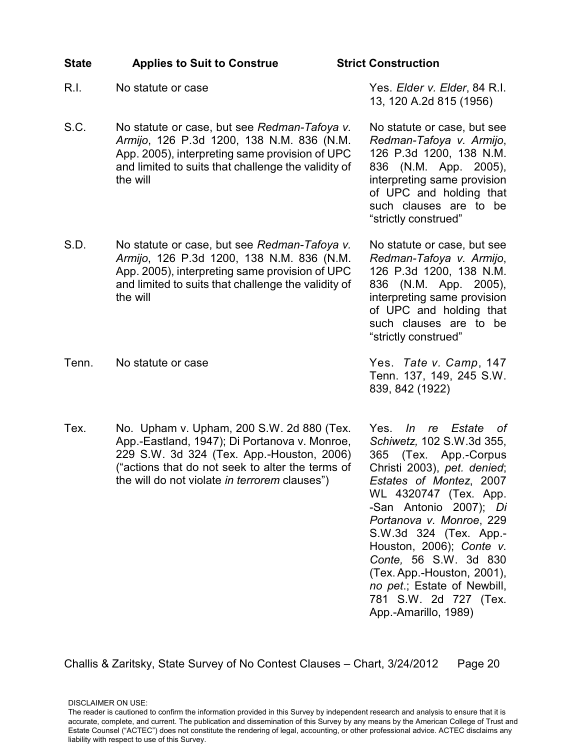| State | Applies to Suit to Construe | Strict Construction |
|---|---|---|
| R.I. | No statute or case | Yes. *Elder v. Elder*, 84 R.I. 13, 120 A.2d 815 (1956) |
| S.C. | No statute or case, but see *Redman-Tafoya v. Armijo*, 126 P.3d 1200, 138 N.M. 836 (N.M. App. 2005), interpreting same provision of UPC and limited to suits that challenge the validity of the will | No statute or case, but see *Redman-Tafoya v. Armijo*, 126 P.3d 1200, 138 N.M. 836 (N.M. App. 2005), interpreting same provision of UPC and holding that such clauses are to be "strictly construed" |
| S.D. | No statute or case, but see *Redman-Tafoya v. Armijo*, 126 P.3d 1200, 138 N.M. 836 (N.M. App. 2005), interpreting same provision of UPC and limited to suits that challenge the validity of the will | No statute or case, but see *Redman-Tafoya v. Armijo*, 126 P.3d 1200, 138 N.M. 836 (N.M. App. 2005), interpreting same provision of UPC and holding that such clauses are to be "strictly construed" |
| Tenn. | No statute or case | Yes. *Tate v. Camp*, 147 Tenn. 137, 149, 245 S.W. 839, 842 (1922) |
| Tex. | No. Upham v. Upham, 200 S.W. 2d 880 (Tex. App.-Eastland, 1947); Di Portanova v. Monroe, 229 S.W. 3d 324 (Tex. App.-Houston, 2006) ("actions that do not seek to alter the terms of the will do not violate *in terrorem* clauses") | Yes. *In re Estate of Schiwetz,* 102 S.W.3d 355, 365 (Tex. App.-Corpus Christi 2003), *pet. denied*; *Estates of Montez*, 2007 WL 4320747 (Tex. App. -San Antonio 2007); *Di Portanova v. Monroe*, 229 S.W.3d 324 (Tex. App.-Houston, 2006); *Conte v. Conte,* 56 S.W. 3d 830 (Tex. App.-Houston, 2001), *no pet*.; Estate of Newbill, 781 S.W. 2d 727 (Tex. App.-Amarillo, 1989) |

DISCLAIMER ON USE:
The reader is cautioned to confirm the information provided in this Survey by independent research and analysis to ensure that it is accurate, complete, and current. The publication and dissemination of this Survey by any means by the American College of Trust and Estate Counsel ("ACTEC") does not constitute the rendering of legal, accounting, or other professional advice. ACTEC disclaims any liability with respect to use of this Survey.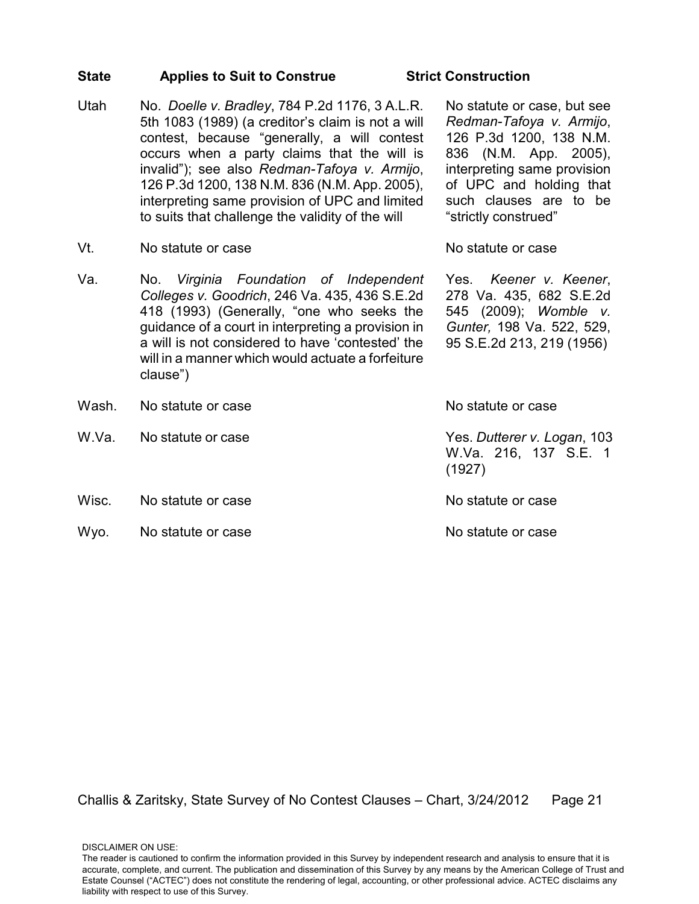| State | Applies to Suit to Construe | Strict Construction |
|---|---|---|
| Utah | No. *Doelle v. Bradley*, 784 P.2d 1176, 3 A.L.R. 5th 1083 (1989) (a creditor's claim is not a will contest, because "generally, a will contest occurs when a party claims that the will is invalid"); see also *Redman-Tafoya v. Armijo*, 126 P.3d 1200, 138 N.M. 836 (N.M. App. 2005), interpreting same provision of UPC and limited to suits that challenge the validity of the will | No statute or case, but see *Redman-Tafoya v. Armijo*, 126 P.3d 1200, 138 N.M. 836 (N.M. App. 2005), interpreting same provision of UPC and holding that such clauses are to be "strictly construed" |
| Vt. | No statute or case | No statute or case |
| Va. | No. *Virginia Foundation of Independent Colleges v. Goodrich*, 246 Va. 435, 436 S.E.2d 418 (1993) (Generally, "one who seeks the guidance of a court in interpreting a provision in a will is not considered to have 'contested' the will in a manner which would actuate a forfeiture clause") | Yes. *Keener v. Keener*, 278 Va. 435, 682 S.E.2d 545 (2009); *Womble v. Gunter,* 198 Va. 522, 529, 95 S.E.2d 213, 219 (1956) |
| Wash. | No statute or case | No statute or case |
| W.Va. | No statute or case | Yes. *Dutterer v. Logan*, 103 W.Va. 216, 137 S.E. 1 (1927) |
| Wisc. | No statute or case | No statute or case |
| Wyo. | No statute or case | No statute or case |

DISCLAIMER ON USE:
The reader is cautioned to confirm the information provided in this Survey by independent research and analysis to ensure that it is accurate, complete, and current. The publication and dissemination of this Survey by any means by the American College of Trust and Estate Counsel ("ACTEC") does not constitute the rendering of legal, accounting, or other professional advice. ACTEC disclaims any liability with respect to use of this Survey.